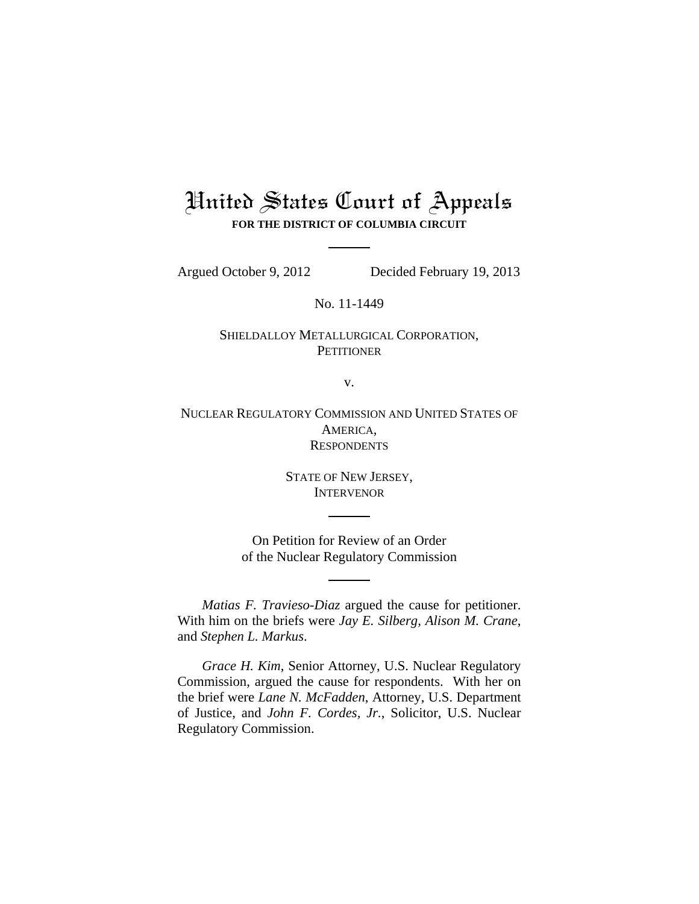# United States Court of Appeals

**FOR THE DISTRICT OF COLUMBIA CIRCUIT**

Argued October 9, 2012 Decided February 19, 2013

No. 11-1449

SHIELDALLOY METALLURGICAL CORPORATION,
PETITIONER

v.

NUCLEAR REGULATORY COMMISSION AND UNITED STATES OF AMERICA,
RESPONDENTS

STATE OF NEW JERSEY,
INTERVENOR

On Petition for Review of an Order
of the Nuclear Regulatory Commission

*Matias F. Travieso-Diaz* argued the cause for petitioner. With him on the briefs were *Jay E. Silberg*, *Alison M. Crane*, and *Stephen L. Markus*.

*Grace H. Kim*, Senior Attorney, U.S. Nuclear Regulatory Commission, argued the cause for respondents. With her on the brief were *Lane N. McFadden*, Attorney, U.S. Department of Justice, and *John F. Cordes, Jr.*, Solicitor, U.S. Nuclear Regulatory Commission.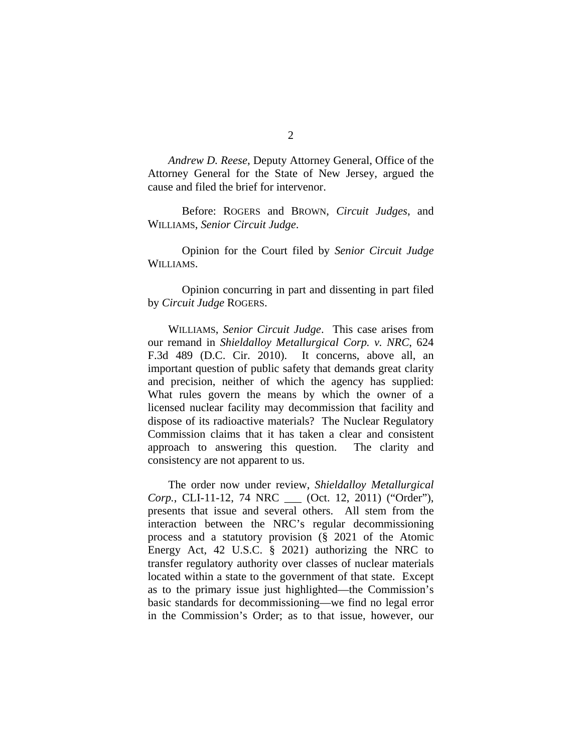*Andrew D. Reese*, Deputy Attorney General, Office of the Attorney General for the State of New Jersey, argued the cause and filed the brief for intervenor.

Before: ROGERS and BROWN, *Circuit Judges*, and WILLIAMS, *Senior Circuit Judge*.

Opinion for the Court filed by *Senior Circuit Judge* WILLIAMS.

Opinion concurring in part and dissenting in part filed by *Circuit Judge* ROGERS.

WILLIAMS, *Senior Circuit Judge*. This case arises from our remand in *Shieldalloy Metallurgical Corp. v. NRC*, 624 F.3d 489 (D.C. Cir. 2010). It concerns, above all, an important question of public safety that demands great clarity and precision, neither of which the agency has supplied: What rules govern the means by which the owner of a licensed nuclear facility may decommission that facility and dispose of its radioactive materials? The Nuclear Regulatory Commission claims that it has taken a clear and consistent approach to answering this question. The clarity and consistency are not apparent to us.

The order now under review, *Shieldalloy Metallurgical Corp.*, CLI-11-12, 74 NRC ___ (Oct. 12, 2011) ("Order"), presents that issue and several others. All stem from the interaction between the NRC's regular decommissioning process and a statutory provision (§ 2021 of the Atomic Energy Act, 42 U.S.C. § 2021) authorizing the NRC to transfer regulatory authority over classes of nuclear materials located within a state to the government of that state. Except as to the primary issue just highlighted—the Commission's basic standards for decommissioning—we find no legal error in the Commission's Order; as to that issue, however, our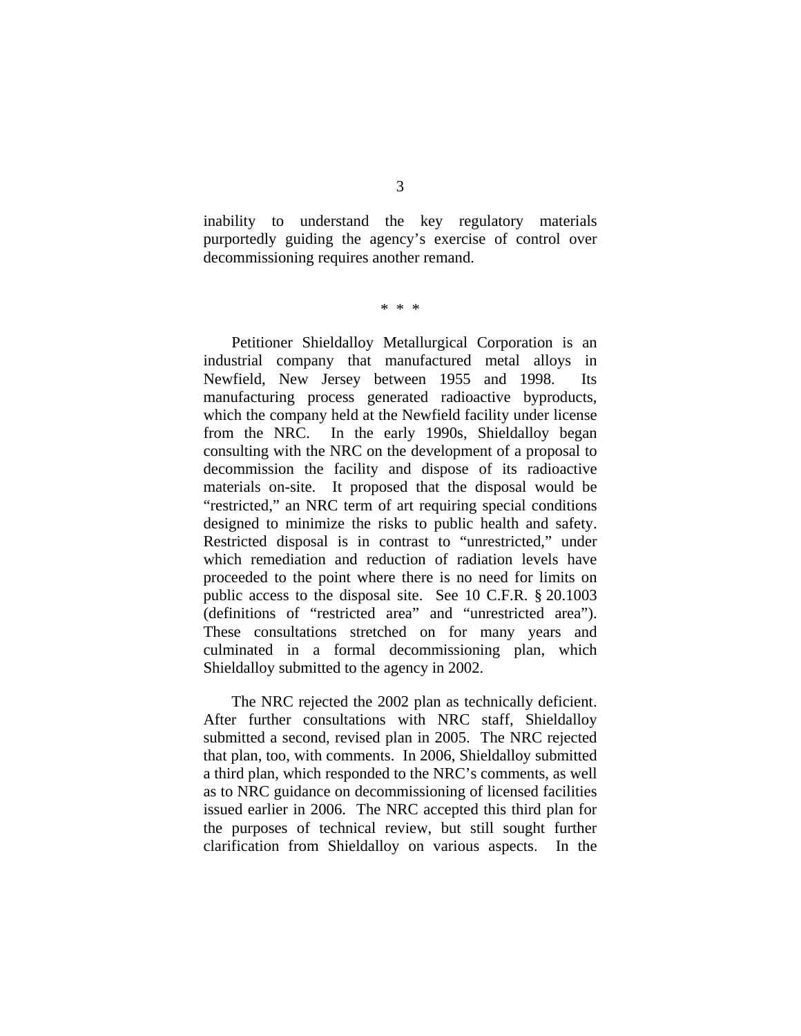inability to understand the key regulatory materials purportedly guiding the agency's exercise of control over decommissioning requires another remand.

\* \* \*

Petitioner Shieldalloy Metallurgical Corporation is an industrial company that manufactured metal alloys in Newfield, New Jersey between 1955 and 1998. Its manufacturing process generated radioactive byproducts, which the company held at the Newfield facility under license from the NRC. In the early 1990s, Shieldalloy began consulting with the NRC on the development of a proposal to decommission the facility and dispose of its radioactive materials on-site. It proposed that the disposal would be "restricted," an NRC term of art requiring special conditions designed to minimize the risks to public health and safety. Restricted disposal is in contrast to "unrestricted," under which remediation and reduction of radiation levels have proceeded to the point where there is no need for limits on public access to the disposal site. See 10 C.F.R. § 20.1003 (definitions of "restricted area" and "unrestricted area"). These consultations stretched on for many years and culminated in a formal decommissioning plan, which Shieldalloy submitted to the agency in 2002.

The NRC rejected the 2002 plan as technically deficient. After further consultations with NRC staff, Shieldalloy submitted a second, revised plan in 2005. The NRC rejected that plan, too, with comments. In 2006, Shieldalloy submitted a third plan, which responded to the NRC's comments, as well as to NRC guidance on decommissioning of licensed facilities issued earlier in 2006. The NRC accepted this third plan for the purposes of technical review, but still sought further clarification from Shieldalloy on various aspects. In the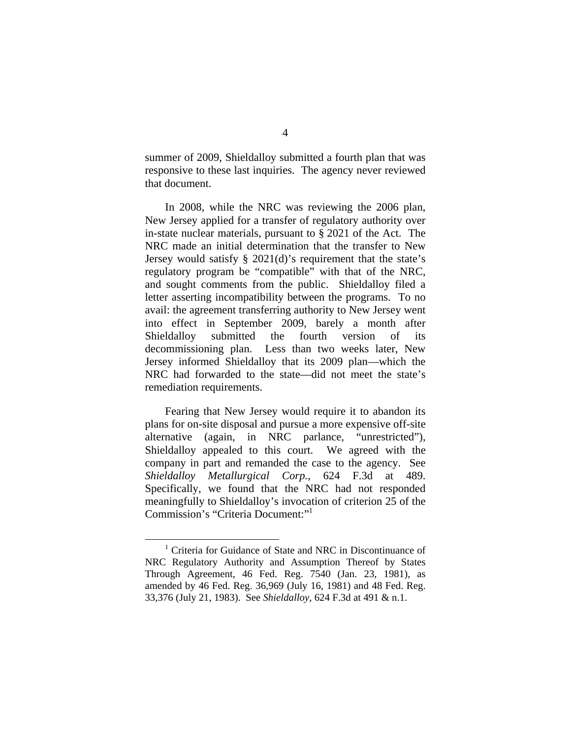summer of 2009, Shieldalloy submitted a fourth plan that was responsive to these last inquiries. The agency never reviewed that document.

In 2008, while the NRC was reviewing the 2006 plan, New Jersey applied for a transfer of regulatory authority over in-state nuclear materials, pursuant to § 2021 of the Act. The NRC made an initial determination that the transfer to New Jersey would satisfy § 2021(d)'s requirement that the state's regulatory program be "compatible" with that of the NRC, and sought comments from the public. Shieldalloy filed a letter asserting incompatibility between the programs. To no avail: the agreement transferring authority to New Jersey went into effect in September 2009, barely a month after Shieldalloy submitted the fourth version of its decommissioning plan. Less than two weeks later, New Jersey informed Shieldalloy that its 2009 plan—which the NRC had forwarded to the state—did not meet the state's remediation requirements.

Fearing that New Jersey would require it to abandon its plans for on-site disposal and pursue a more expensive off-site alternative (again, in NRC parlance, "unrestricted"), Shieldalloy appealed to this court. We agreed with the company in part and remanded the case to the agency. See *Shieldalloy Metallurgical Corp.*, 624 F.3d at 489. Specifically, we found that the NRC had not responded meaningfully to Shieldalloy's invocation of criterion 25 of the Commission's "Criteria Document:"[1]

[1] Criteria for Guidance of State and NRC in Discontinuance of NRC Regulatory Authority and Assumption Thereof by States Through Agreement, 46 Fed. Reg. 7540 (Jan. 23, 1981), as amended by 46 Fed. Reg. 36,969 (July 16, 1981) and 48 Fed. Reg. 33,376 (July 21, 1983). See *Shieldalloy*, 624 F.3d at 491 & n.1.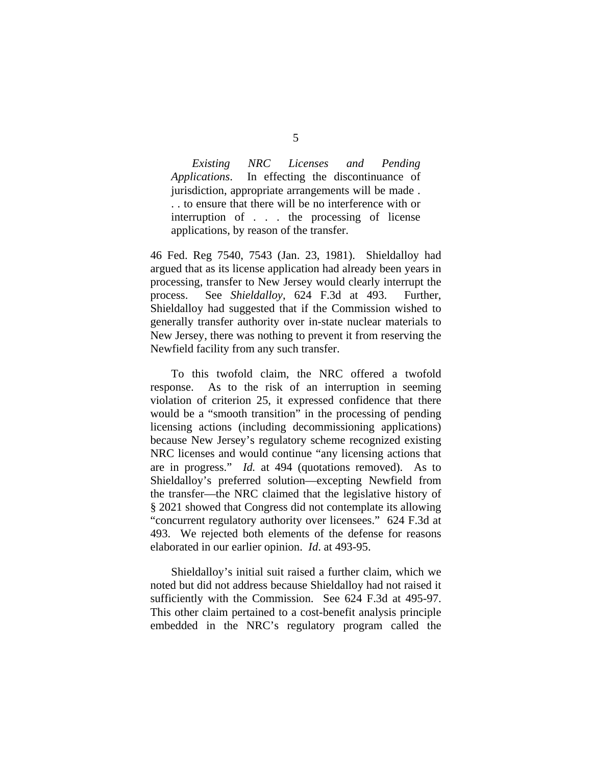> *Existing NRC Licenses and Pending Applications*. In effecting the discontinuance of jurisdiction, appropriate arrangements will be made . . . to ensure that there will be no interference with or interruption of . . . the processing of license applications, by reason of the transfer.

46 Fed. Reg 7540, 7543 (Jan. 23, 1981). Shieldalloy had argued that as its license application had already been years in processing, transfer to New Jersey would clearly interrupt the process. See *Shieldalloy*, 624 F.3d at 493. Further, Shieldalloy had suggested that if the Commission wished to generally transfer authority over in-state nuclear materials to New Jersey, there was nothing to prevent it from reserving the Newfield facility from any such transfer.

To this twofold claim, the NRC offered a twofold response. As to the risk of an interruption in seeming violation of criterion 25, it expressed confidence that there would be a "smooth transition" in the processing of pending licensing actions (including decommissioning applications) because New Jersey's regulatory scheme recognized existing NRC licenses and would continue "any licensing actions that are in progress." *Id.* at 494 (quotations removed). As to Shieldalloy's preferred solution—excepting Newfield from the transfer—the NRC claimed that the legislative history of § 2021 showed that Congress did not contemplate its allowing "concurrent regulatory authority over licensees." 624 F.3d at 493. We rejected both elements of the defense for reasons elaborated in our earlier opinion. *Id*. at 493-95.

Shieldalloy's initial suit raised a further claim, which we noted but did not address because Shieldalloy had not raised it sufficiently with the Commission. See 624 F.3d at 495-97. This other claim pertained to a cost-benefit analysis principle embedded in the NRC's regulatory program called the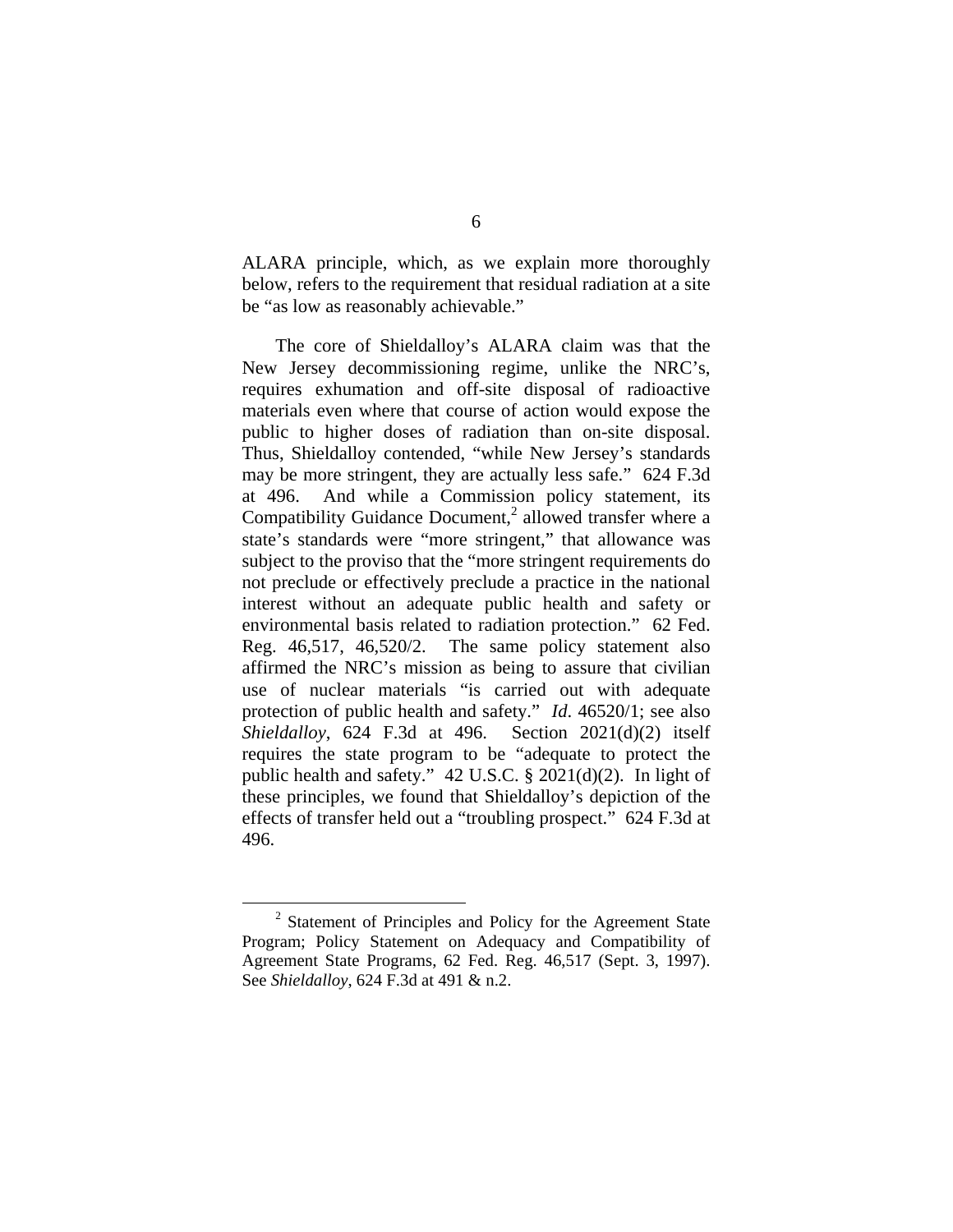ALARA principle, which, as we explain more thoroughly below, refers to the requirement that residual radiation at a site be "as low as reasonably achievable."

The core of Shieldalloy's ALARA claim was that the New Jersey decommissioning regime, unlike the NRC's, requires exhumation and off-site disposal of radioactive materials even where that course of action would expose the public to higher doses of radiation than on-site disposal. Thus, Shieldalloy contended, "while New Jersey's standards may be more stringent, they are actually less safe." 624 F.3d at 496. And while a Commission policy statement, its Compatibility Guidance Document,[2] allowed transfer where a state's standards were "more stringent," that allowance was subject to the proviso that the "more stringent requirements do not preclude or effectively preclude a practice in the national interest without an adequate public health and safety or environmental basis related to radiation protection." 62 Fed. Reg. 46,517, 46,520/2. The same policy statement also affirmed the NRC's mission as being to assure that civilian use of nuclear materials "is carried out with adequate protection of public health and safety." *Id*. 46520/1; see also *Shieldalloy*, 624 F.3d at 496. Section 2021(d)(2) itself requires the state program to be "adequate to protect the public health and safety." 42 U.S.C. § 2021(d)(2). In light of these principles, we found that Shieldalloy's depiction of the effects of transfer held out a "troubling prospect." 624 F.3d at 496.

[2] Statement of Principles and Policy for the Agreement State Program; Policy Statement on Adequacy and Compatibility of Agreement State Programs, 62 Fed. Reg. 46,517 (Sept. 3, 1997). See *Shieldalloy*, 624 F.3d at 491 & n.2.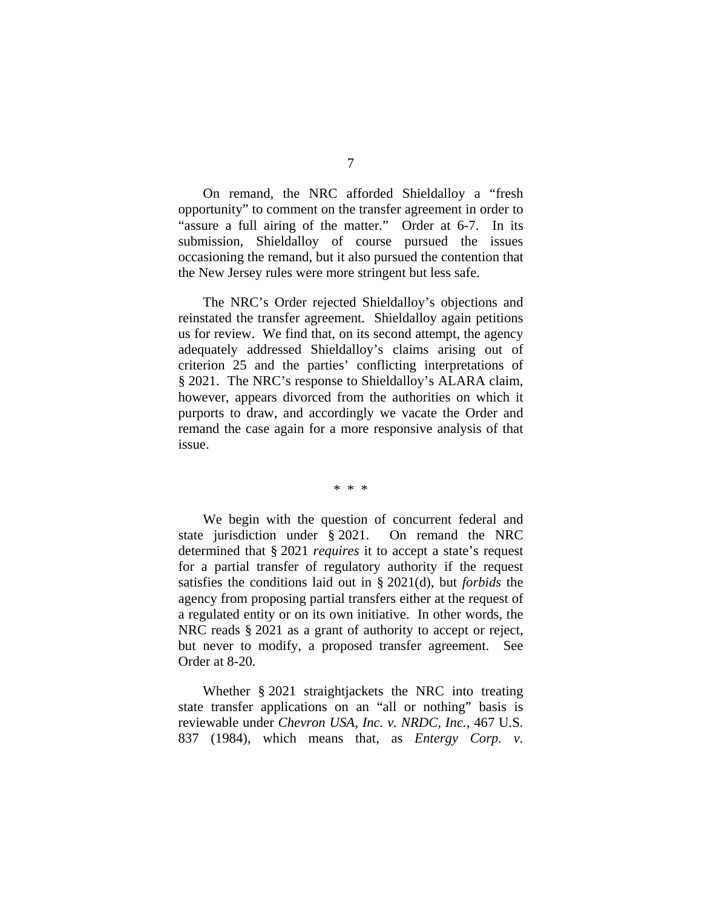On remand, the NRC afforded Shieldalloy a "fresh opportunity" to comment on the transfer agreement in order to "assure a full airing of the matter." Order at 6-7. In its submission, Shieldalloy of course pursued the issues occasioning the remand, but it also pursued the contention that the New Jersey rules were more stringent but less safe.

The NRC's Order rejected Shieldalloy's objections and reinstated the transfer agreement. Shieldalloy again petitions us for review. We find that, on its second attempt, the agency adequately addressed Shieldalloy's claims arising out of criterion 25 and the parties' conflicting interpretations of § 2021. The NRC's response to Shieldalloy's ALARA claim, however, appears divorced from the authorities on which it purports to draw, and accordingly we vacate the Order and remand the case again for a more responsive analysis of that issue.

\* \* \*

We begin with the question of concurrent federal and state jurisdiction under § 2021. On remand the NRC determined that § 2021 *requires* it to accept a state's request for a partial transfer of regulatory authority if the request satisfies the conditions laid out in § 2021(d), but *forbids* the agency from proposing partial transfers either at the request of a regulated entity or on its own initiative. In other words, the NRC reads § 2021 as a grant of authority to accept or reject, but never to modify, a proposed transfer agreement. See Order at 8-20.

Whether § 2021 straightjackets the NRC into treating state transfer applications on an "all or nothing" basis is reviewable under *Chevron USA, Inc. v. NRDC, Inc.*, 467 U.S. 837 (1984), which means that, as *Entergy Corp. v.*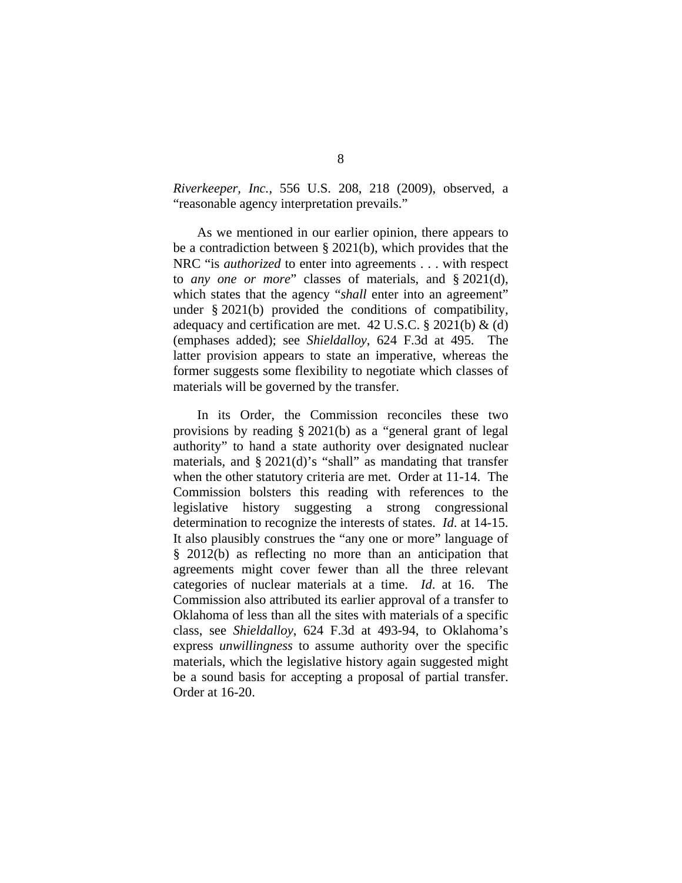*Riverkeeper, Inc.*, 556 U.S. 208, 218 (2009), observed, a "reasonable agency interpretation prevails."

As we mentioned in our earlier opinion, there appears to be a contradiction between § 2021(b), which provides that the NRC "is *authorized* to enter into agreements . . . with respect to *any one or more*" classes of materials, and § 2021(d), which states that the agency "*shall* enter into an agreement" under § 2021(b) provided the conditions of compatibility, adequacy and certification are met. 42 U.S.C. § 2021(b) & (d) (emphases added); see *Shieldalloy*, 624 F.3d at 495. The latter provision appears to state an imperative, whereas the former suggests some flexibility to negotiate which classes of materials will be governed by the transfer.

In its Order, the Commission reconciles these two provisions by reading § 2021(b) as a "general grant of legal authority" to hand a state authority over designated nuclear materials, and § 2021(d)'s "shall" as mandating that transfer when the other statutory criteria are met. Order at 11-14. The Commission bolsters this reading with references to the legislative history suggesting a strong congressional determination to recognize the interests of states. *Id*. at 14-15. It also plausibly construes the "any one or more" language of § 2012(b) as reflecting no more than an anticipation that agreements might cover fewer than all the three relevant categories of nuclear materials at a time. *Id*. at 16. The Commission also attributed its earlier approval of a transfer to Oklahoma of less than all the sites with materials of a specific class, see *Shieldalloy*, 624 F.3d at 493-94, to Oklahoma's express *unwillingness* to assume authority over the specific materials, which the legislative history again suggested might be a sound basis for accepting a proposal of partial transfer. Order at 16-20.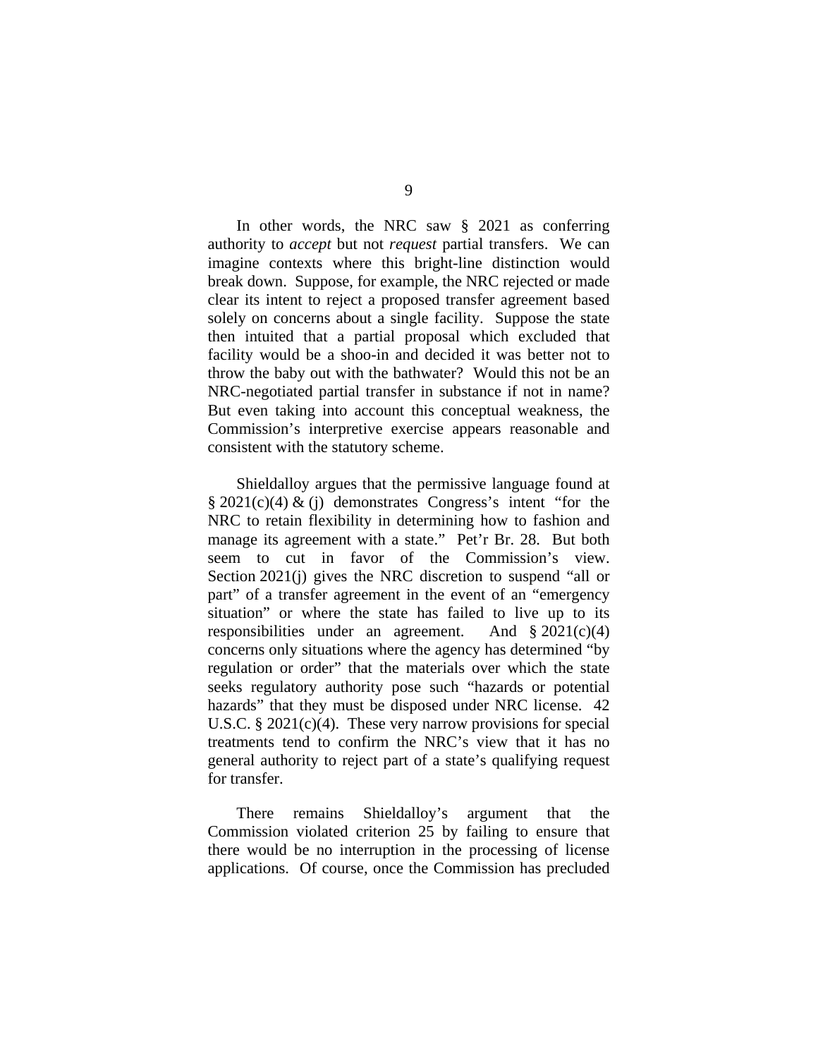In other words, the NRC saw § 2021 as conferring authority to *accept* but not *request* partial transfers. We can imagine contexts where this bright-line distinction would break down. Suppose, for example, the NRC rejected or made clear its intent to reject a proposed transfer agreement based solely on concerns about a single facility. Suppose the state then intuited that a partial proposal which excluded that facility would be a shoo-in and decided it was better not to throw the baby out with the bathwater? Would this not be an NRC-negotiated partial transfer in substance if not in name? But even taking into account this conceptual weakness, the Commission's interpretive exercise appears reasonable and consistent with the statutory scheme.

Shieldalloy argues that the permissive language found at § 2021(c)(4) & (j) demonstrates Congress's intent "for the NRC to retain flexibility in determining how to fashion and manage its agreement with a state." Pet'r Br. 28. But both seem to cut in favor of the Commission's view. Section 2021(j) gives the NRC discretion to suspend "all or part" of a transfer agreement in the event of an "emergency situation" or where the state has failed to live up to its responsibilities under an agreement. And § 2021(c)(4) concerns only situations where the agency has determined "by regulation or order" that the materials over which the state seeks regulatory authority pose such "hazards or potential hazards" that they must be disposed under NRC license. 42 U.S.C. § 2021(c)(4). These very narrow provisions for special treatments tend to confirm the NRC's view that it has no general authority to reject part of a state's qualifying request for transfer.

There remains Shieldalloy's argument that the Commission violated criterion 25 by failing to ensure that there would be no interruption in the processing of license applications. Of course, once the Commission has precluded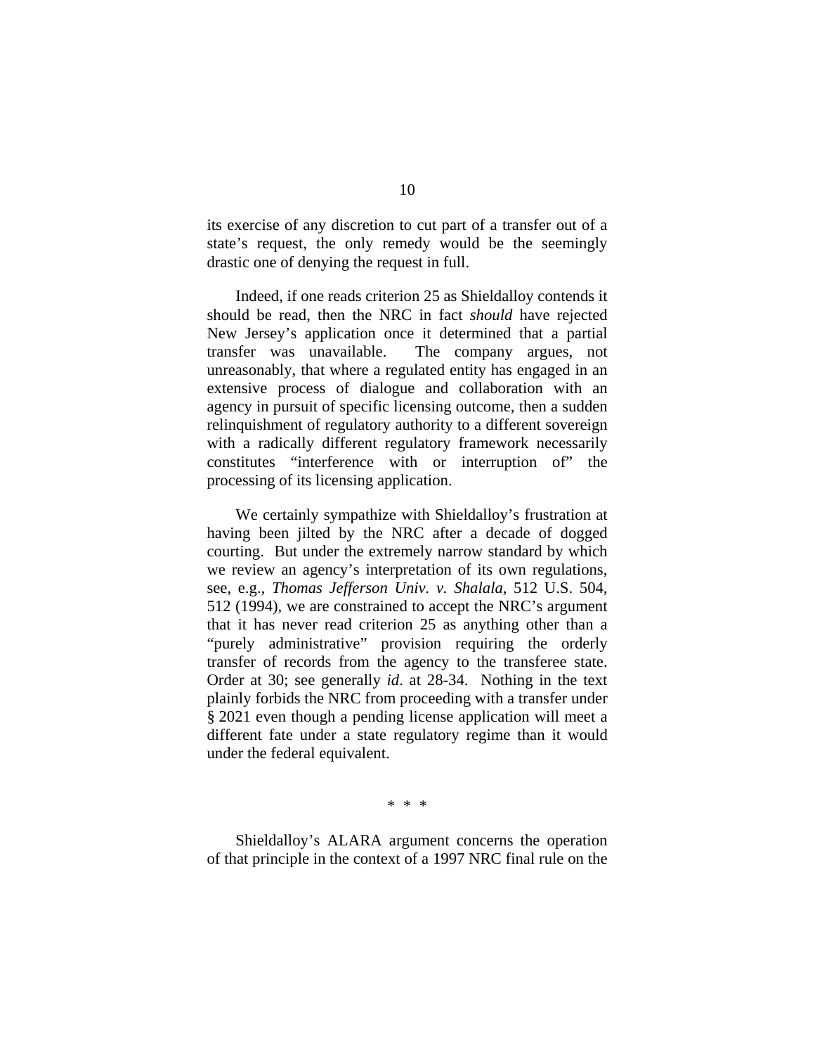its exercise of any discretion to cut part of a transfer out of a state's request, the only remedy would be the seemingly drastic one of denying the request in full.

Indeed, if one reads criterion 25 as Shieldalloy contends it should be read, then the NRC in fact *should* have rejected New Jersey's application once it determined that a partial transfer was unavailable. The company argues, not unreasonably, that where a regulated entity has engaged in an extensive process of dialogue and collaboration with an agency in pursuit of specific licensing outcome, then a sudden relinquishment of regulatory authority to a different sovereign with a radically different regulatory framework necessarily constitutes "interference with or interruption of" the processing of its licensing application.

We certainly sympathize with Shieldalloy's frustration at having been jilted by the NRC after a decade of dogged courting. But under the extremely narrow standard by which we review an agency's interpretation of its own regulations, see, e.g., *Thomas Jefferson Univ. v. Shalala*, 512 U.S. 504, 512 (1994), we are constrained to accept the NRC's argument that it has never read criterion 25 as anything other than a "purely administrative" provision requiring the orderly transfer of records from the agency to the transferee state. Order at 30; see generally *id*. at 28-34. Nothing in the text plainly forbids the NRC from proceeding with a transfer under § 2021 even though a pending license application will meet a different fate under a state regulatory regime than it would under the federal equivalent.

\* \* \*

Shieldalloy's ALARA argument concerns the operation of that principle in the context of a 1997 NRC final rule on the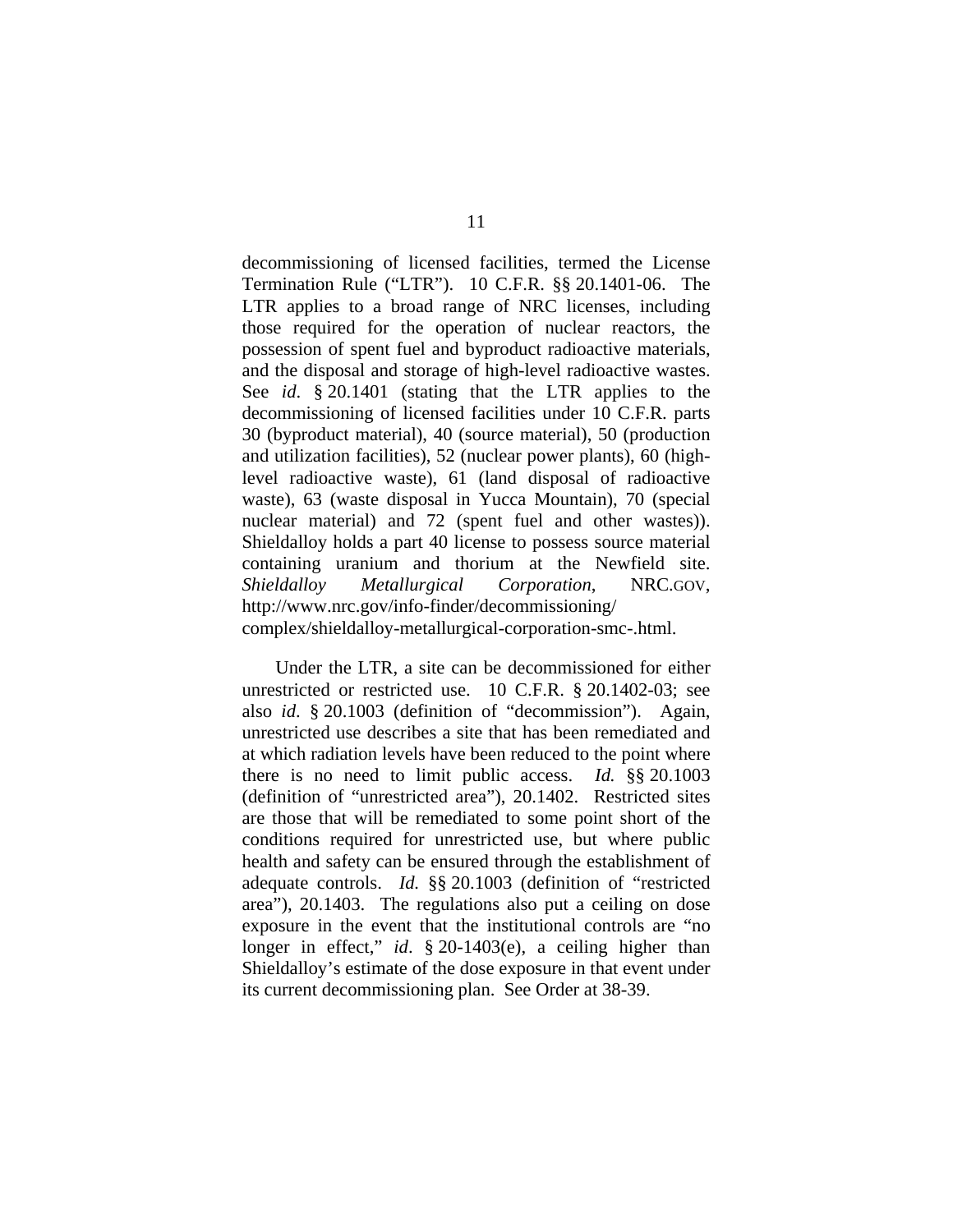decommissioning of licensed facilities, termed the License Termination Rule ("LTR"). 10 C.F.R. §§ 20.1401-06. The LTR applies to a broad range of NRC licenses, including those required for the operation of nuclear reactors, the possession of spent fuel and byproduct radioactive materials, and the disposal and storage of high-level radioactive wastes. See *id.* § 20.1401 (stating that the LTR applies to the decommissioning of licensed facilities under 10 C.F.R. parts 30 (byproduct material), 40 (source material), 50 (production and utilization facilities), 52 (nuclear power plants), 60 (high-level radioactive waste), 61 (land disposal of radioactive waste), 63 (waste disposal in Yucca Mountain), 70 (special nuclear material) and 72 (spent fuel and other wastes)). Shieldalloy holds a part 40 license to possess source material containing uranium and thorium at the Newfield site. *Shieldalloy Metallurgical Corporation*, NRC.GOV, http://www.nrc.gov/info-finder/decommissioning/complex/shieldalloy-metallurgical-corporation-smc-.html.

Under the LTR, a site can be decommissioned for either unrestricted or restricted use. 10 C.F.R. § 20.1402-03; see also *id.* § 20.1003 (definition of "decommission"). Again, unrestricted use describes a site that has been remediated and at which radiation levels have been reduced to the point where there is no need to limit public access. *Id.* §§ 20.1003 (definition of "unrestricted area"), 20.1402. Restricted sites are those that will be remediated to some point short of the conditions required for unrestricted use, but where public health and safety can be ensured through the establishment of adequate controls. *Id.* §§ 20.1003 (definition of "restricted area"), 20.1403. The regulations also put a ceiling on dose exposure in the event that the institutional controls are "no longer in effect," *id.* § 20-1403(e), a ceiling higher than Shieldalloy's estimate of the dose exposure in that event under its current decommissioning plan. See Order at 38-39.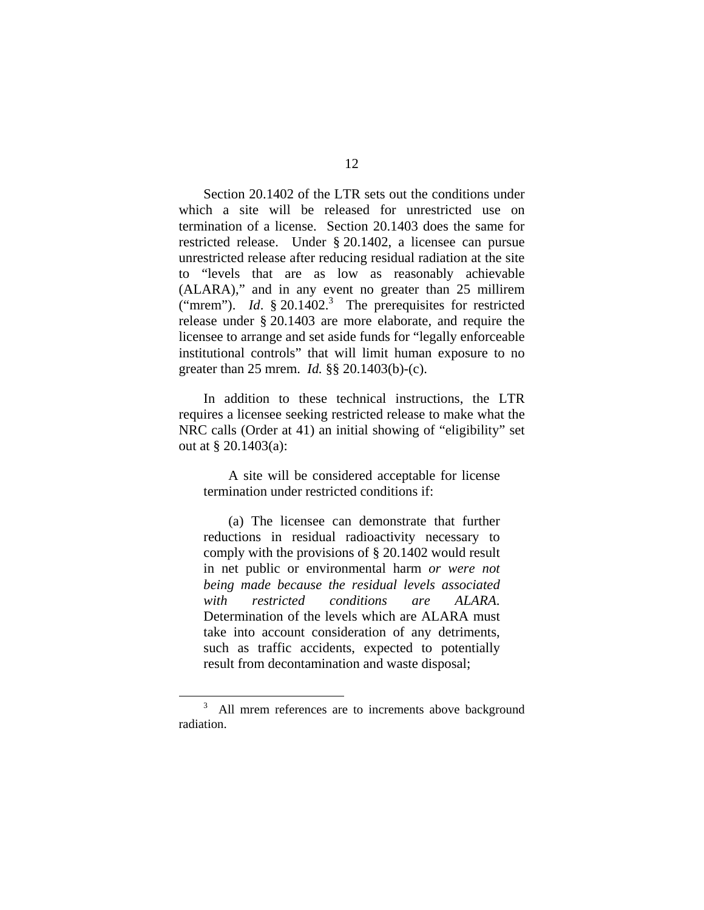Section 20.1402 of the LTR sets out the conditions under which a site will be released for unrestricted use on termination of a license. Section 20.1403 does the same for restricted release. Under § 20.1402, a licensee can pursue unrestricted release after reducing residual radiation at the site to "levels that are as low as reasonably achievable (ALARA)," and in any event no greater than 25 millirem ("mrem"). *Id*. § 20.1402.[3] The prerequisites for restricted release under § 20.1403 are more elaborate, and require the licensee to arrange and set aside funds for "legally enforceable institutional controls" that will limit human exposure to no greater than 25 mrem. *Id.* §§ 20.1403(b)-(c).

In addition to these technical instructions, the LTR requires a licensee seeking restricted release to make what the NRC calls (Order at 41) an initial showing of "eligibility" set out at § 20.1403(a):

> A site will be considered acceptable for license termination under restricted conditions if:
>
> (a) The licensee can demonstrate that further reductions in residual radioactivity necessary to comply with the provisions of § 20.1402 would result in net public or environmental harm *or were not being made because the residual levels associated with restricted conditions are ALARA.* Determination of the levels which are ALARA must take into account consideration of any detriments, such as traffic accidents, expected to potentially result from decontamination and waste disposal;

[3] All mrem references are to increments above background radiation.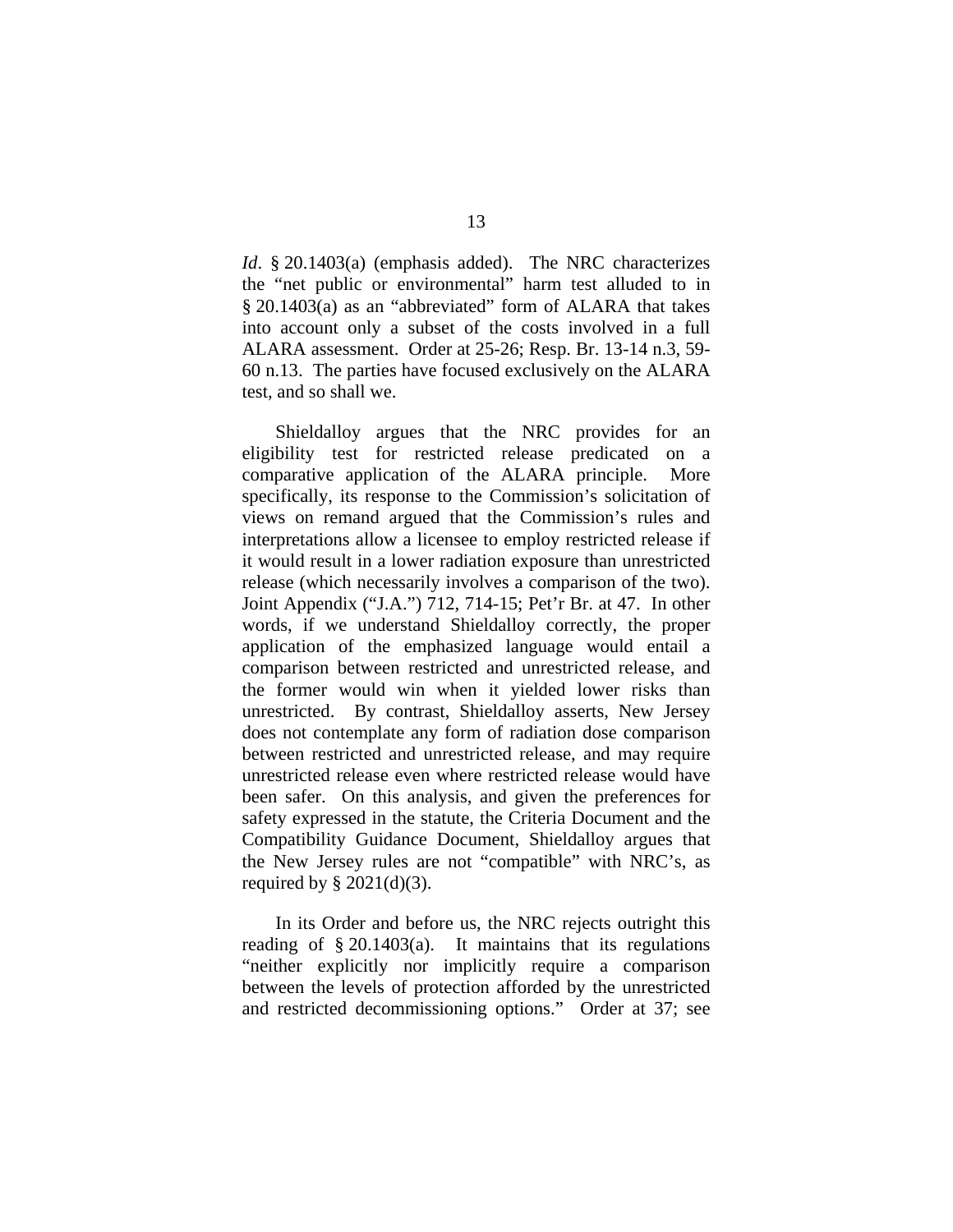*Id*. § 20.1403(a) (emphasis added). The NRC characterizes the "net public or environmental" harm test alluded to in § 20.1403(a) as an "abbreviated" form of ALARA that takes into account only a subset of the costs involved in a full ALARA assessment. Order at 25-26; Resp. Br. 13-14 n.3, 59-60 n.13. The parties have focused exclusively on the ALARA test, and so shall we.

Shieldalloy argues that the NRC provides for an eligibility test for restricted release predicated on a comparative application of the ALARA principle. More specifically, its response to the Commission's solicitation of views on remand argued that the Commission's rules and interpretations allow a licensee to employ restricted release if it would result in a lower radiation exposure than unrestricted release (which necessarily involves a comparison of the two). Joint Appendix ("J.A.") 712, 714-15; Pet'r Br. at 47. In other words, if we understand Shieldalloy correctly, the proper application of the emphasized language would entail a comparison between restricted and unrestricted release, and the former would win when it yielded lower risks than unrestricted. By contrast, Shieldalloy asserts, New Jersey does not contemplate any form of radiation dose comparison between restricted and unrestricted release, and may require unrestricted release even where restricted release would have been safer. On this analysis, and given the preferences for safety expressed in the statute, the Criteria Document and the Compatibility Guidance Document, Shieldalloy argues that the New Jersey rules are not "compatible" with NRC's, as required by § 2021(d)(3).

In its Order and before us, the NRC rejects outright this reading of § 20.1403(a). It maintains that its regulations "neither explicitly nor implicitly require a comparison between the levels of protection afforded by the unrestricted and restricted decommissioning options." Order at 37; see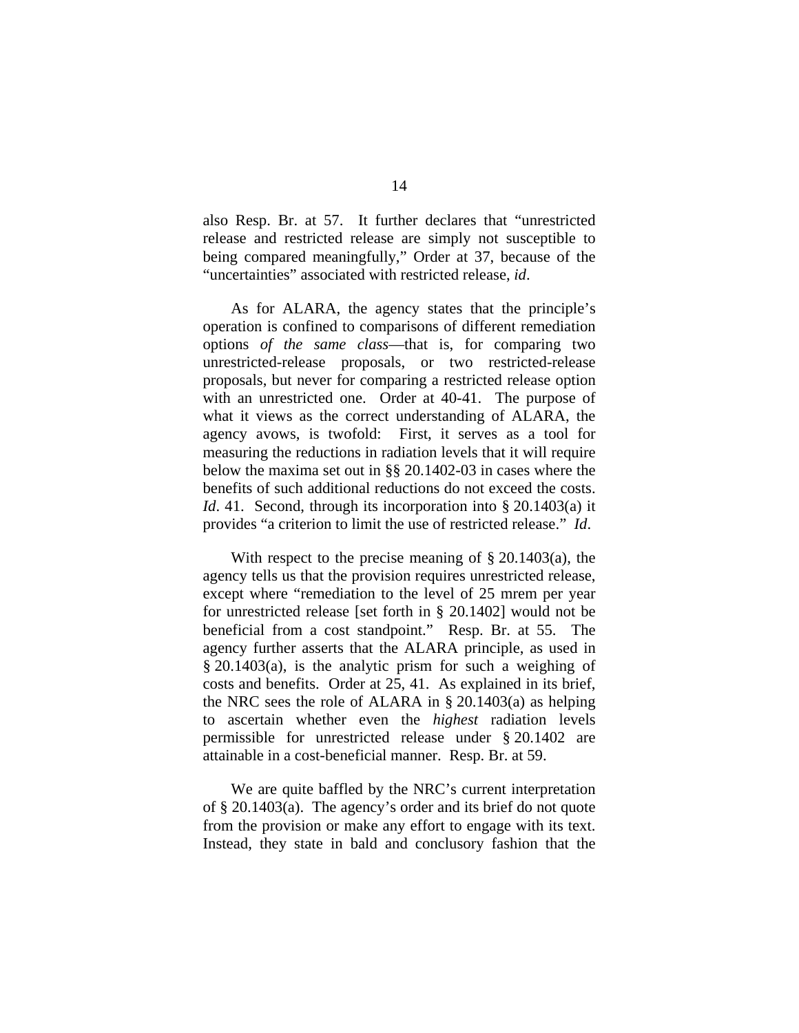also Resp. Br. at 57. It further declares that "unrestricted release and restricted release are simply not susceptible to being compared meaningfully," Order at 37, because of the "uncertainties" associated with restricted release, *id*.

As for ALARA, the agency states that the principle's operation is confined to comparisons of different remediation options *of the same class*—that is, for comparing two unrestricted-release proposals, or two restricted-release proposals, but never for comparing a restricted release option with an unrestricted one. Order at 40-41. The purpose of what it views as the correct understanding of ALARA, the agency avows, is twofold: First, it serves as a tool for measuring the reductions in radiation levels that it will require below the maxima set out in §§ 20.1402-03 in cases where the benefits of such additional reductions do not exceed the costs. *Id*. 41. Second, through its incorporation into § 20.1403(a) it provides "a criterion to limit the use of restricted release." *Id*.

With respect to the precise meaning of § 20.1403(a), the agency tells us that the provision requires unrestricted release, except where "remediation to the level of 25 mrem per year for unrestricted release [set forth in § 20.1402] would not be beneficial from a cost standpoint." Resp. Br. at 55. The agency further asserts that the ALARA principle, as used in § 20.1403(a), is the analytic prism for such a weighing of costs and benefits. Order at 25, 41. As explained in its brief, the NRC sees the role of ALARA in § 20.1403(a) as helping to ascertain whether even the *highest* radiation levels permissible for unrestricted release under § 20.1402 are attainable in a cost-beneficial manner. Resp. Br. at 59.

We are quite baffled by the NRC's current interpretation of § 20.1403(a). The agency's order and its brief do not quote from the provision or make any effort to engage with its text. Instead, they state in bald and conclusory fashion that the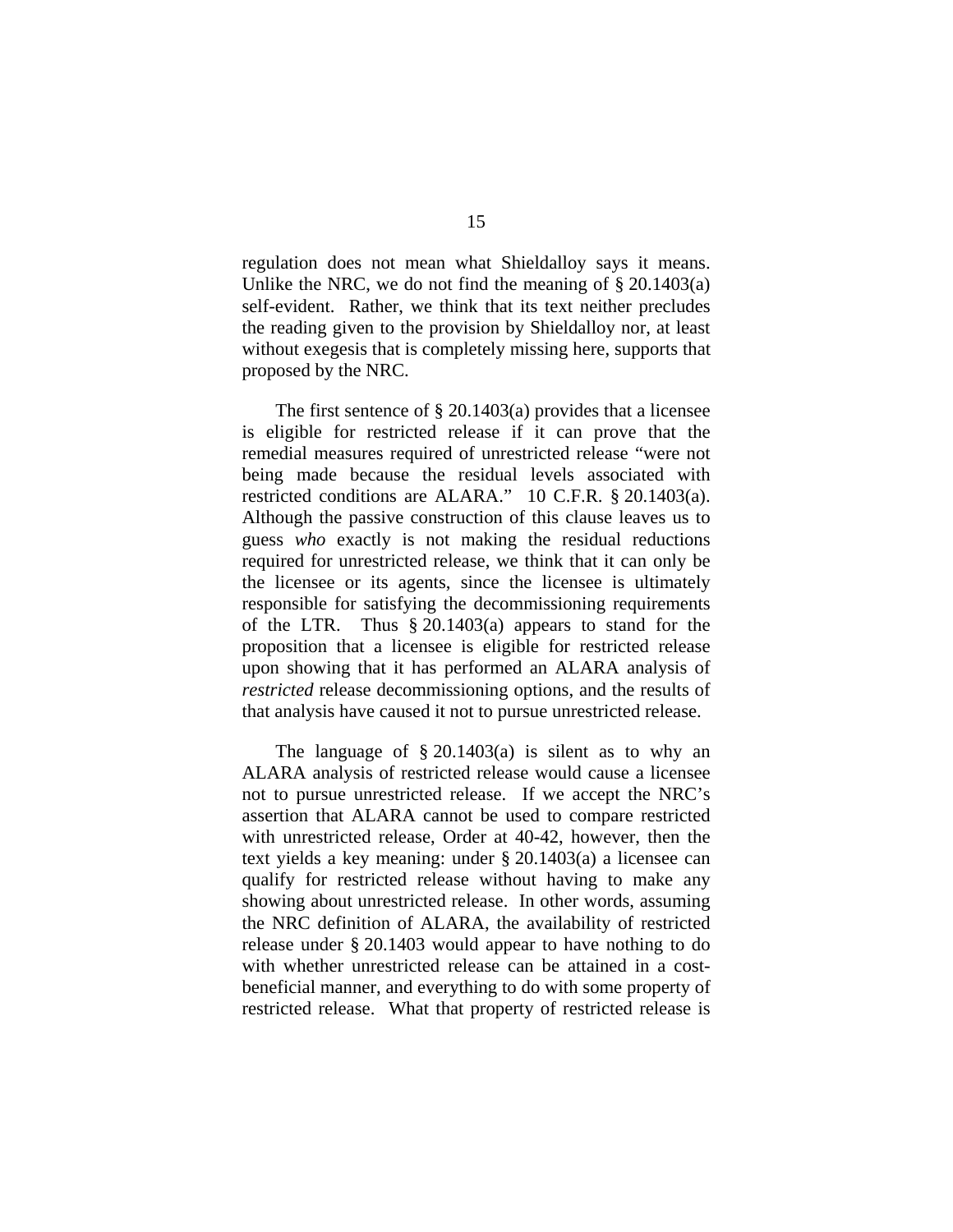regulation does not mean what Shieldalloy says it means. Unlike the NRC, we do not find the meaning of § 20.1403(a) self-evident. Rather, we think that its text neither precludes the reading given to the provision by Shieldalloy nor, at least without exegesis that is completely missing here, supports that proposed by the NRC.

The first sentence of § 20.1403(a) provides that a licensee is eligible for restricted release if it can prove that the remedial measures required of unrestricted release "were not being made because the residual levels associated with restricted conditions are ALARA." 10 C.F.R. § 20.1403(a). Although the passive construction of this clause leaves us to guess *who* exactly is not making the residual reductions required for unrestricted release, we think that it can only be the licensee or its agents, since the licensee is ultimately responsible for satisfying the decommissioning requirements of the LTR. Thus § 20.1403(a) appears to stand for the proposition that a licensee is eligible for restricted release upon showing that it has performed an ALARA analysis of *restricted* release decommissioning options, and the results of that analysis have caused it not to pursue unrestricted release.

The language of § 20.1403(a) is silent as to why an ALARA analysis of restricted release would cause a licensee not to pursue unrestricted release. If we accept the NRC's assertion that ALARA cannot be used to compare restricted with unrestricted release, Order at 40-42, however, then the text yields a key meaning: under § 20.1403(a) a licensee can qualify for restricted release without having to make any showing about unrestricted release. In other words, assuming the NRC definition of ALARA, the availability of restricted release under § 20.1403 would appear to have nothing to do with whether unrestricted release can be attained in a cost-beneficial manner, and everything to do with some property of restricted release. What that property of restricted release is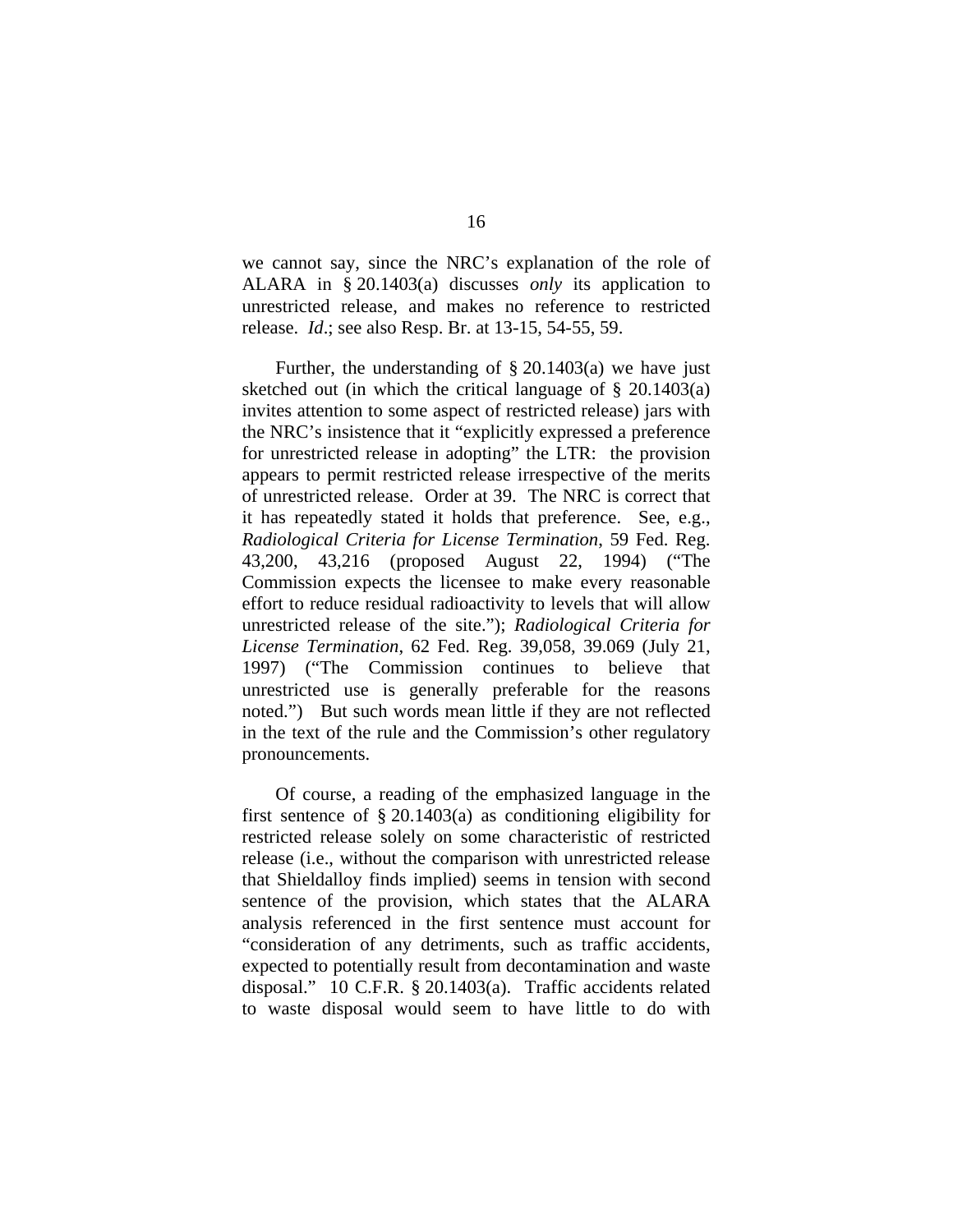we cannot say, since the NRC's explanation of the role of ALARA in § 20.1403(a) discusses *only* its application to unrestricted release, and makes no reference to restricted release. *Id*.; see also Resp. Br. at 13-15, 54-55, 59.

Further, the understanding of § 20.1403(a) we have just sketched out (in which the critical language of § 20.1403(a) invites attention to some aspect of restricted release) jars with the NRC's insistence that it "explicitly expressed a preference for unrestricted release in adopting" the LTR: the provision appears to permit restricted release irrespective of the merits of unrestricted release. Order at 39. The NRC is correct that it has repeatedly stated it holds that preference. See, e.g., *Radiological Criteria for License Termination*, 59 Fed. Reg. 43,200, 43,216 (proposed August 22, 1994) ("The Commission expects the licensee to make every reasonable effort to reduce residual radioactivity to levels that will allow unrestricted release of the site."); *Radiological Criteria for License Termination*, 62 Fed. Reg. 39,058, 39.069 (July 21, 1997) ("The Commission continues to believe that unrestricted use is generally preferable for the reasons noted.") But such words mean little if they are not reflected in the text of the rule and the Commission's other regulatory pronouncements.

Of course, a reading of the emphasized language in the first sentence of § 20.1403(a) as conditioning eligibility for restricted release solely on some characteristic of restricted release (i.e., without the comparison with unrestricted release that Shieldalloy finds implied) seems in tension with second sentence of the provision, which states that the ALARA analysis referenced in the first sentence must account for "consideration of any detriments, such as traffic accidents, expected to potentially result from decontamination and waste disposal." 10 C.F.R. § 20.1403(a). Traffic accidents related to waste disposal would seem to have little to do with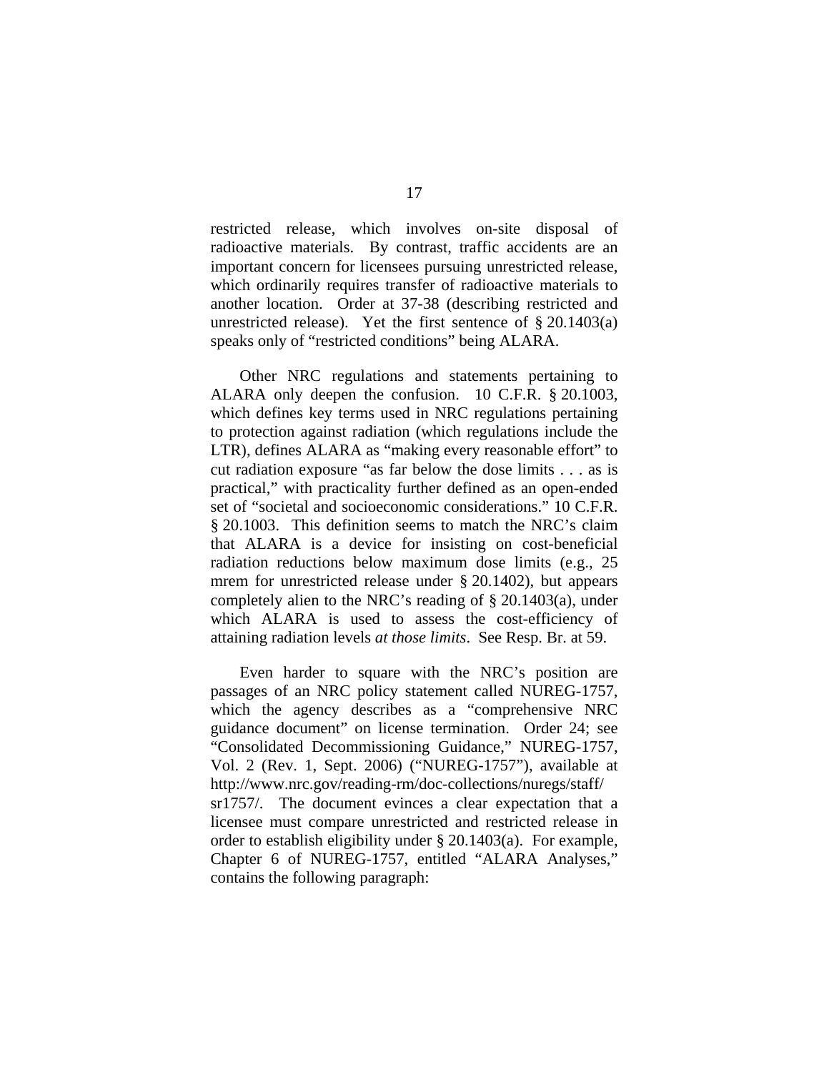restricted release, which involves on-site disposal of radioactive materials. By contrast, traffic accidents are an important concern for licensees pursuing unrestricted release, which ordinarily requires transfer of radioactive materials to another location. Order at 37-38 (describing restricted and unrestricted release). Yet the first sentence of § 20.1403(a) speaks only of "restricted conditions" being ALARA.

Other NRC regulations and statements pertaining to ALARA only deepen the confusion. 10 C.F.R. § 20.1003, which defines key terms used in NRC regulations pertaining to protection against radiation (which regulations include the LTR), defines ALARA as "making every reasonable effort" to cut radiation exposure "as far below the dose limits . . . as is practical," with practicality further defined as an open-ended set of "societal and socioeconomic considerations." 10 C.F.R. § 20.1003. This definition seems to match the NRC's claim that ALARA is a device for insisting on cost-beneficial radiation reductions below maximum dose limits (e.g., 25 mrem for unrestricted release under § 20.1402), but appears completely alien to the NRC's reading of § 20.1403(a), under which ALARA is used to assess the cost-efficiency of attaining radiation levels *at those limits*. See Resp. Br. at 59.

Even harder to square with the NRC's position are passages of an NRC policy statement called NUREG-1757, which the agency describes as a "comprehensive NRC guidance document" on license termination. Order 24; see "Consolidated Decommissioning Guidance," NUREG-1757, Vol. 2 (Rev. 1, Sept. 2006) ("NUREG-1757"), available at http://www.nrc.gov/reading-rm/doc-collections/nuregs/staff/sr1757/. The document evinces a clear expectation that a licensee must compare unrestricted and restricted release in order to establish eligibility under § 20.1403(a). For example, Chapter 6 of NUREG-1757, entitled "ALARA Analyses," contains the following paragraph: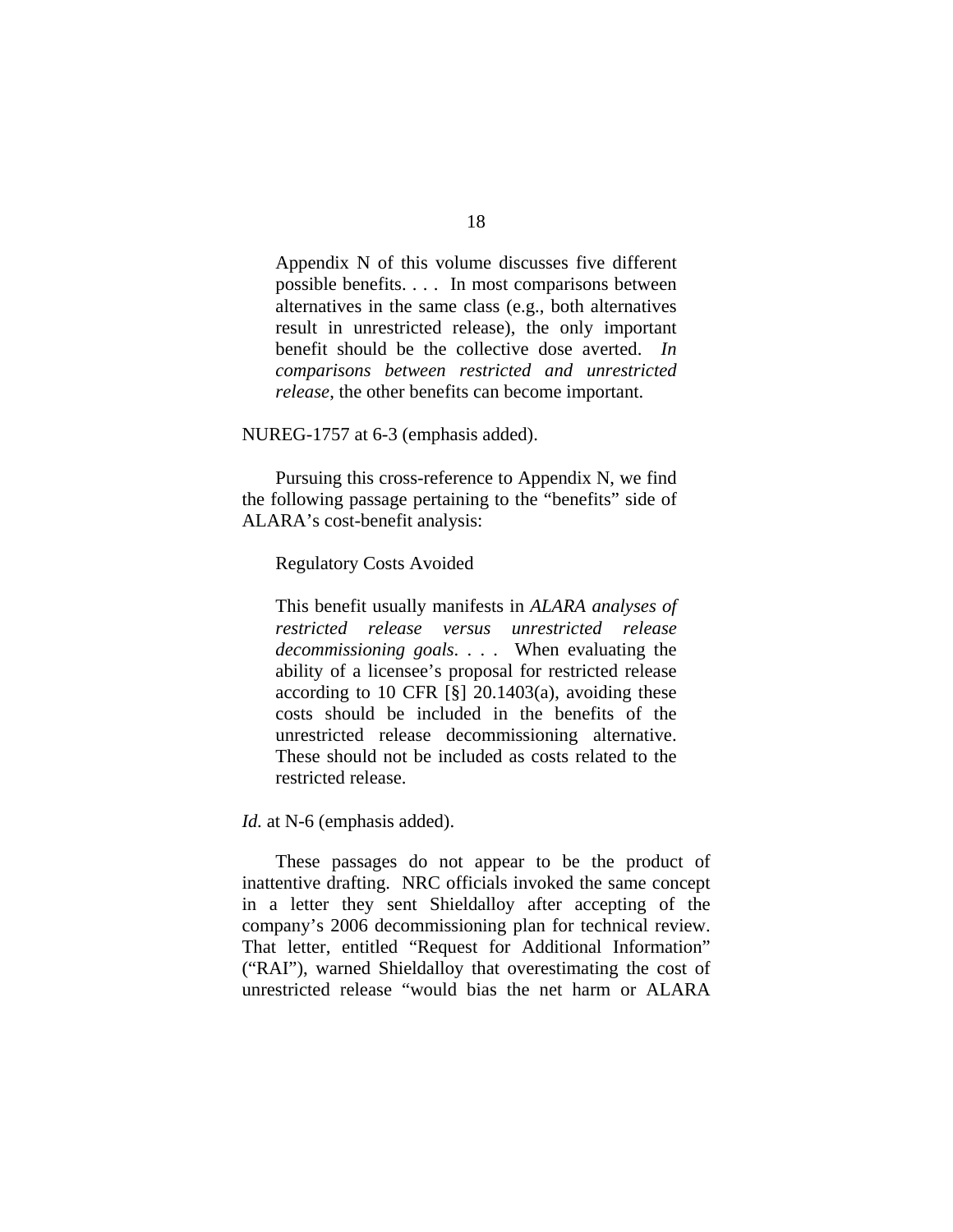> Appendix N of this volume discusses five different possible benefits. . . . In most comparisons between alternatives in the same class (e.g., both alternatives result in unrestricted release), the only important benefit should be the collective dose averted. *In comparisons between restricted and unrestricted release*, the other benefits can become important.

NUREG-1757 at 6-3 (emphasis added).

Pursuing this cross-reference to Appendix N, we find the following passage pertaining to the "benefits" side of ALARA's cost-benefit analysis:

> Regulatory Costs Avoided
>
> This benefit usually manifests in *ALARA analyses of restricted release versus unrestricted release decommissioning goals*. . . . When evaluating the ability of a licensee's proposal for restricted release according to 10 CFR [§] 20.1403(a), avoiding these costs should be included in the benefits of the unrestricted release decommissioning alternative. These should not be included as costs related to the restricted release.

*Id.* at N-6 (emphasis added).

These passages do not appear to be the product of inattentive drafting. NRC officials invoked the same concept in a letter they sent Shieldalloy after accepting of the company's 2006 decommissioning plan for technical review. That letter, entitled "Request for Additional Information" ("RAI"), warned Shieldalloy that overestimating the cost of unrestricted release "would bias the net harm or ALARA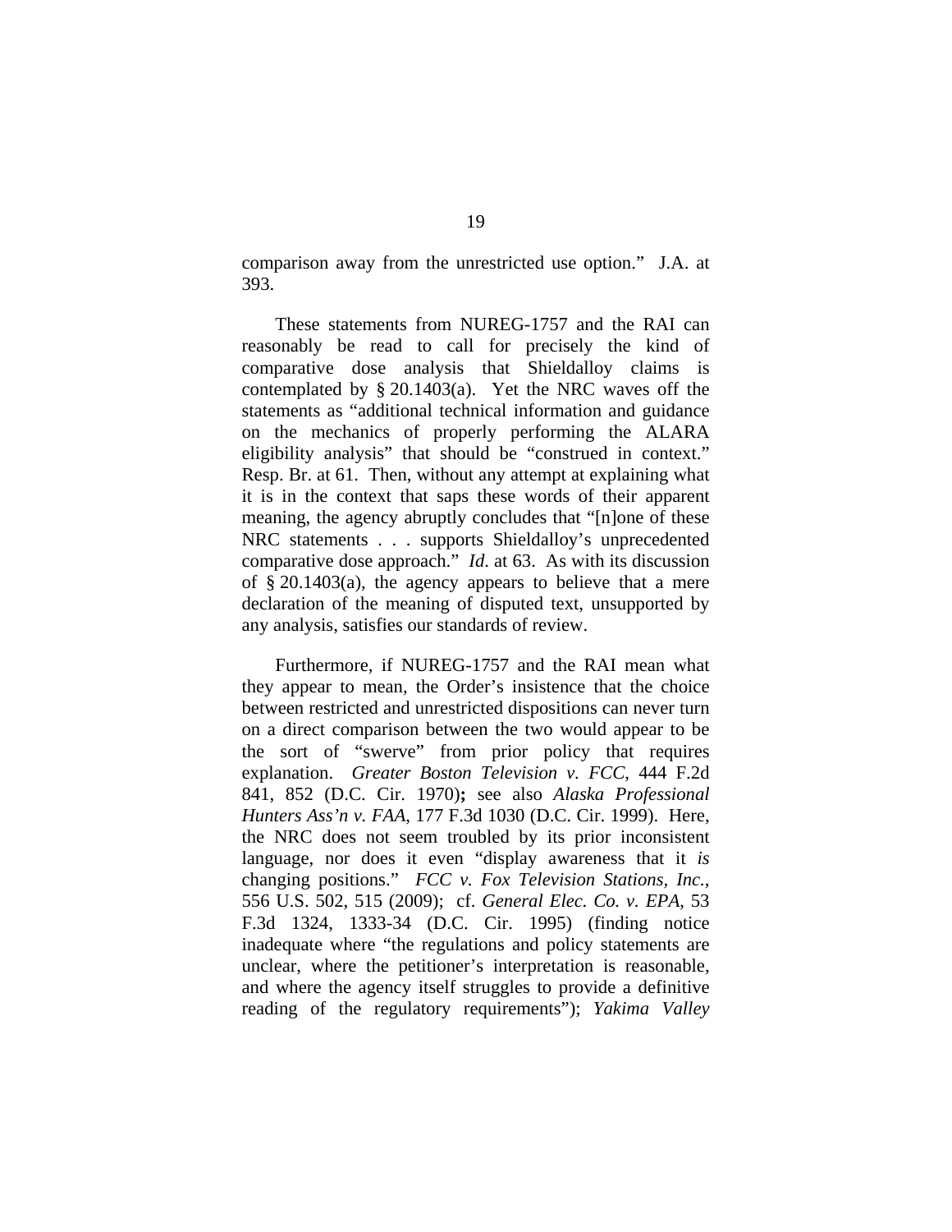comparison away from the unrestricted use option." J.A. at 393.

These statements from NUREG-1757 and the RAI can reasonably be read to call for precisely the kind of comparative dose analysis that Shieldalloy claims is contemplated by § 20.1403(a). Yet the NRC waves off the statements as "additional technical information and guidance on the mechanics of properly performing the ALARA eligibility analysis" that should be "construed in context." Resp. Br. at 61. Then, without any attempt at explaining what it is in the context that saps these words of their apparent meaning, the agency abruptly concludes that "[n]one of these NRC statements . . . supports Shieldalloy's unprecedented comparative dose approach." *Id*. at 63. As with its discussion of § 20.1403(a), the agency appears to believe that a mere declaration of the meaning of disputed text, unsupported by any analysis, satisfies our standards of review.

Furthermore, if NUREG-1757 and the RAI mean what they appear to mean, the Order's insistence that the choice between restricted and unrestricted dispositions can never turn on a direct comparison between the two would appear to be the sort of "swerve" from prior policy that requires explanation. *Greater Boston Television v. FCC*, 444 F.2d 841, 852 (D.C. Cir. 1970)**;** see also *Alaska Professional Hunters Ass'n v. FAA*, 177 F.3d 1030 (D.C. Cir. 1999). Here, the NRC does not seem troubled by its prior inconsistent language, nor does it even "display awareness that it *is* changing positions." *FCC v. Fox Television Stations, Inc.*, 556 U.S. 502, 515 (2009); cf. *General Elec. Co. v. EPA*, 53 F.3d 1324, 1333-34 (D.C. Cir. 1995) (finding notice inadequate where "the regulations and policy statements are unclear, where the petitioner's interpretation is reasonable, and where the agency itself struggles to provide a definitive reading of the regulatory requirements"); *Yakima Valley*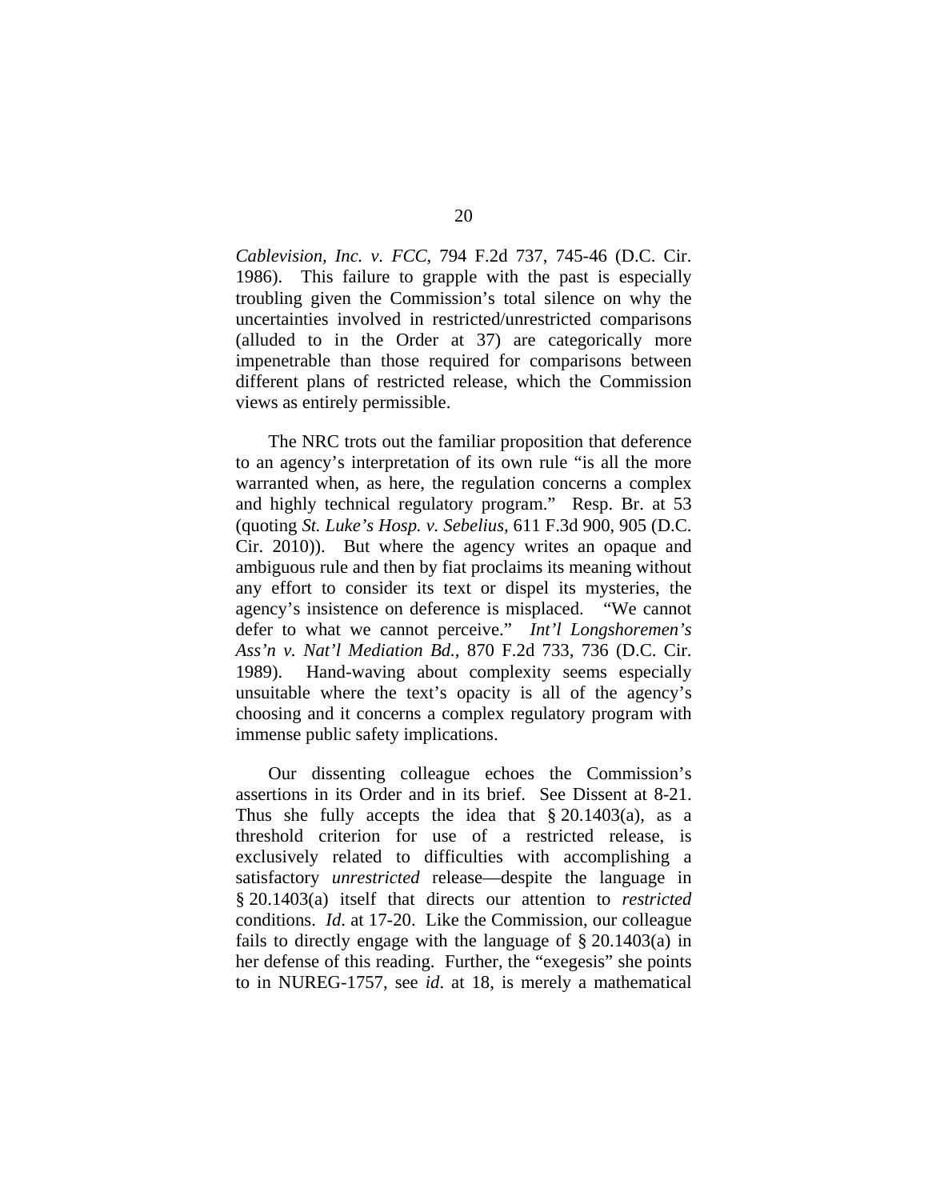*Cablevision, Inc. v. FCC*, 794 F.2d 737, 745-46 (D.C. Cir. 1986). This failure to grapple with the past is especially troubling given the Commission's total silence on why the uncertainties involved in restricted/unrestricted comparisons (alluded to in the Order at 37) are categorically more impenetrable than those required for comparisons between different plans of restricted release, which the Commission views as entirely permissible.

The NRC trots out the familiar proposition that deference to an agency's interpretation of its own rule "is all the more warranted when, as here, the regulation concerns a complex and highly technical regulatory program." Resp. Br. at 53 (quoting *St. Luke's Hosp. v. Sebelius,* 611 F.3d 900, 905 (D.C. Cir. 2010)). But where the agency writes an opaque and ambiguous rule and then by fiat proclaims its meaning without any effort to consider its text or dispel its mysteries, the agency's insistence on deference is misplaced. "We cannot defer to what we cannot perceive." *Int'l Longshoremen's Ass'n v. Nat'l Mediation Bd.*, 870 F.2d 733, 736 (D.C. Cir. 1989). Hand-waving about complexity seems especially unsuitable where the text's opacity is all of the agency's choosing and it concerns a complex regulatory program with immense public safety implications.

Our dissenting colleague echoes the Commission's assertions in its Order and in its brief. See Dissent at 8-21. Thus she fully accepts the idea that § 20.1403(a), as a threshold criterion for use of a restricted release, is exclusively related to difficulties with accomplishing a satisfactory *unrestricted* release—despite the language in § 20.1403(a) itself that directs our attention to *restricted* conditions. *Id*. at 17-20. Like the Commission, our colleague fails to directly engage with the language of § 20.1403(a) in her defense of this reading. Further, the "exegesis" she points to in NUREG-1757, see *id*. at 18, is merely a mathematical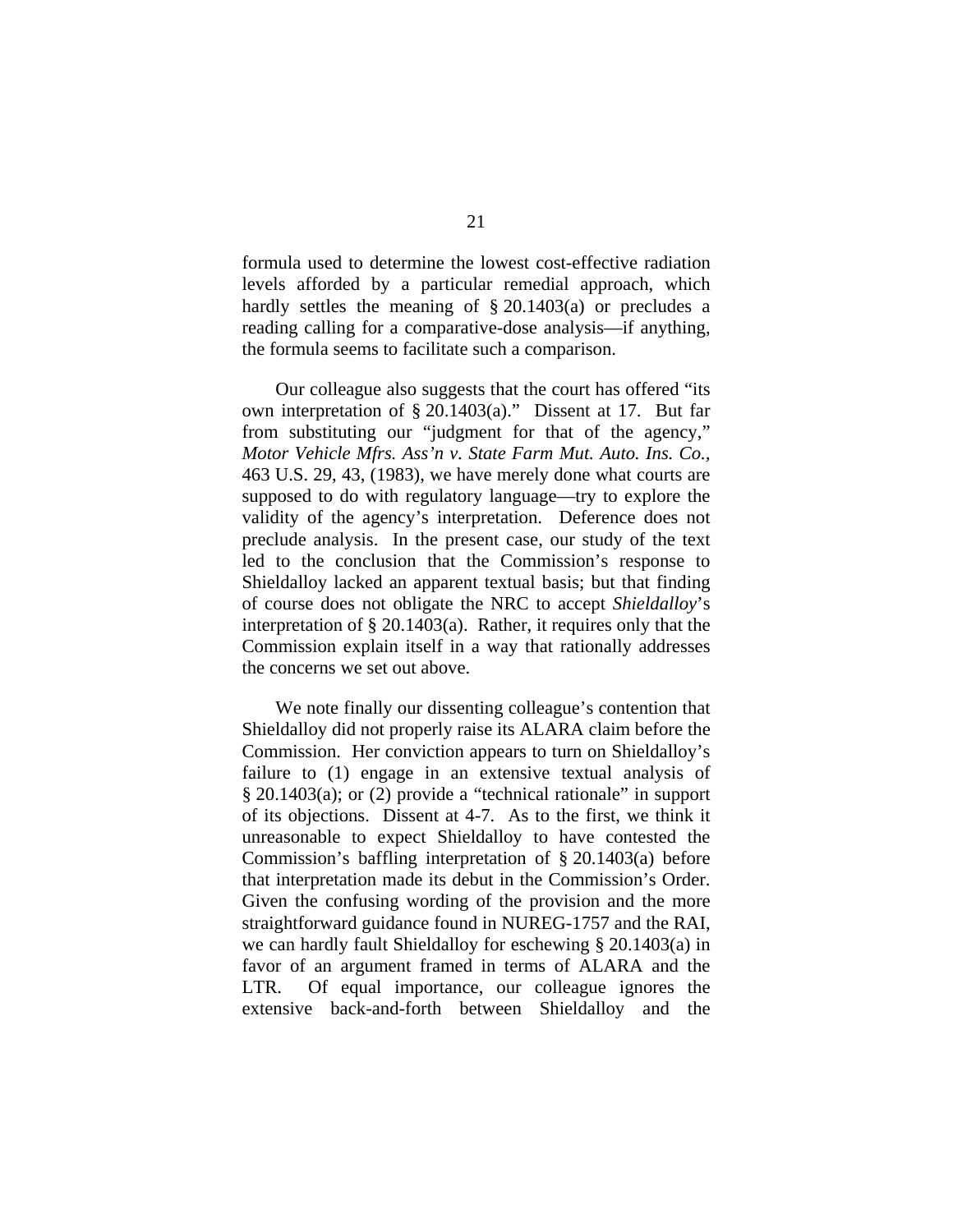formula used to determine the lowest cost-effective radiation levels afforded by a particular remedial approach, which hardly settles the meaning of § 20.1403(a) or precludes a reading calling for a comparative-dose analysis—if anything, the formula seems to facilitate such a comparison.

Our colleague also suggests that the court has offered "its own interpretation of § 20.1403(a)." Dissent at 17. But far from substituting our "judgment for that of the agency," *Motor Vehicle Mfrs. Ass'n v. State Farm Mut. Auto. Ins. Co.*, 463 U.S. 29, 43, (1983), we have merely done what courts are supposed to do with regulatory language—try to explore the validity of the agency's interpretation. Deference does not preclude analysis. In the present case, our study of the text led to the conclusion that the Commission's response to Shieldalloy lacked an apparent textual basis; but that finding of course does not obligate the NRC to accept *Shieldalloy*'s interpretation of § 20.1403(a). Rather, it requires only that the Commission explain itself in a way that rationally addresses the concerns we set out above.

We note finally our dissenting colleague's contention that Shieldalloy did not properly raise its ALARA claim before the Commission. Her conviction appears to turn on Shieldalloy's failure to (1) engage in an extensive textual analysis of § 20.1403(a); or (2) provide a "technical rationale" in support of its objections. Dissent at 4-7. As to the first, we think it unreasonable to expect Shieldalloy to have contested the Commission's baffling interpretation of § 20.1403(a) before that interpretation made its debut in the Commission's Order. Given the confusing wording of the provision and the more straightforward guidance found in NUREG-1757 and the RAI, we can hardly fault Shieldalloy for eschewing § 20.1403(a) in favor of an argument framed in terms of ALARA and the LTR. Of equal importance, our colleague ignores the extensive back-and-forth between Shieldalloy and the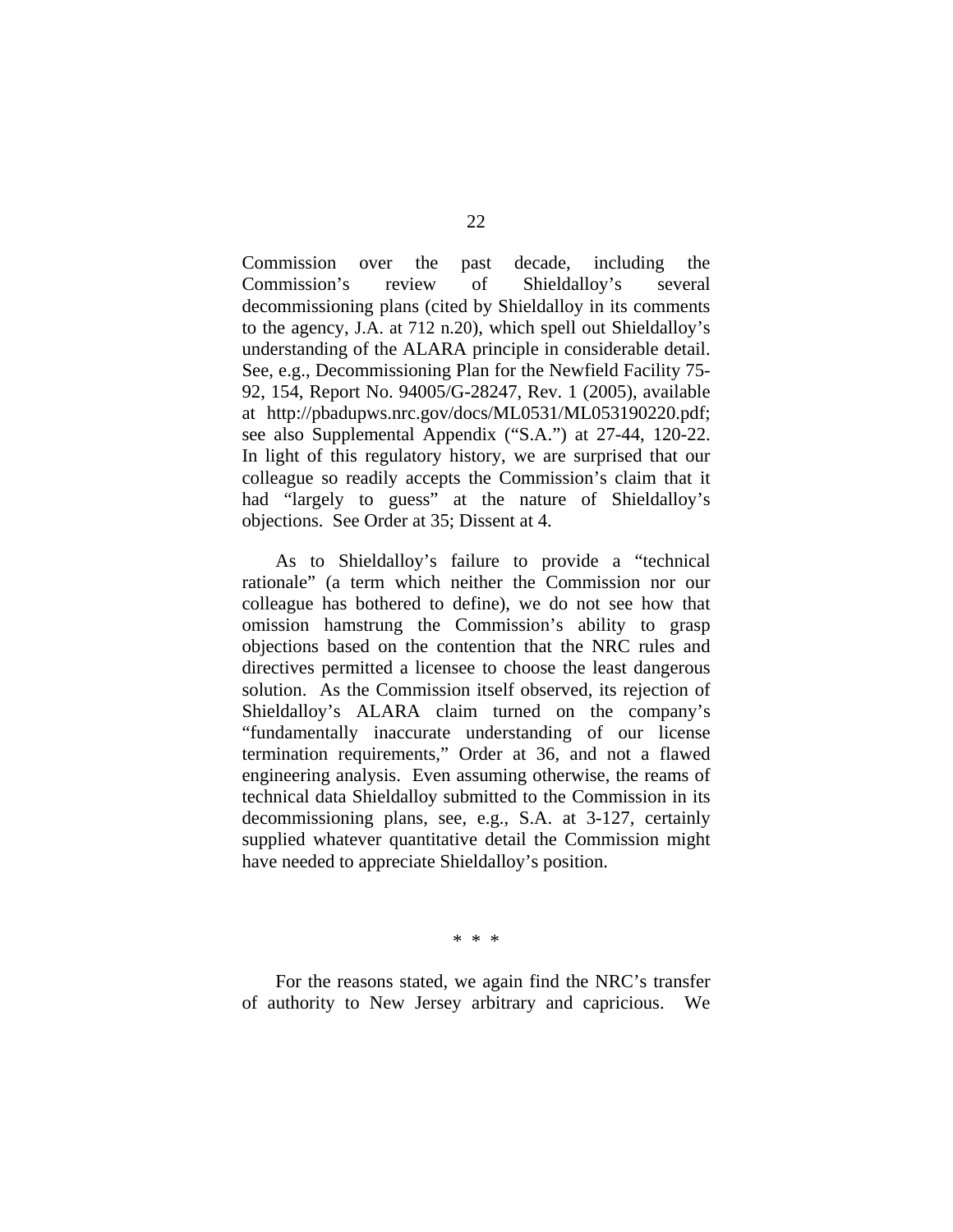Commission over the past decade, including the Commission's review of Shieldalloy's several decommissioning plans (cited by Shieldalloy in its comments to the agency, J.A. at 712 n.20), which spell out Shieldalloy's understanding of the ALARA principle in considerable detail. See, e.g., Decommissioning Plan for the Newfield Facility 75-92, 154, Report No. 94005/G-28247, Rev. 1 (2005), available at http://pbadupws.nrc.gov/docs/ML0531/ML053190220.pdf; see also Supplemental Appendix ("S.A.") at 27-44, 120-22. In light of this regulatory history, we are surprised that our colleague so readily accepts the Commission's claim that it had "largely to guess" at the nature of Shieldalloy's objections. See Order at 35; Dissent at 4.

As to Shieldalloy's failure to provide a "technical rationale" (a term which neither the Commission nor our colleague has bothered to define), we do not see how that omission hamstrung the Commission's ability to grasp objections based on the contention that the NRC rules and directives permitted a licensee to choose the least dangerous solution. As the Commission itself observed, its rejection of Shieldalloy's ALARA claim turned on the company's "fundamentally inaccurate understanding of our license termination requirements," Order at 36, and not a flawed engineering analysis. Even assuming otherwise, the reams of technical data Shieldalloy submitted to the Commission in its decommissioning plans, see, e.g., S.A. at 3-127, certainly supplied whatever quantitative detail the Commission might have needed to appreciate Shieldalloy's position.

\* \* \*

For the reasons stated, we again find the NRC's transfer of authority to New Jersey arbitrary and capricious. We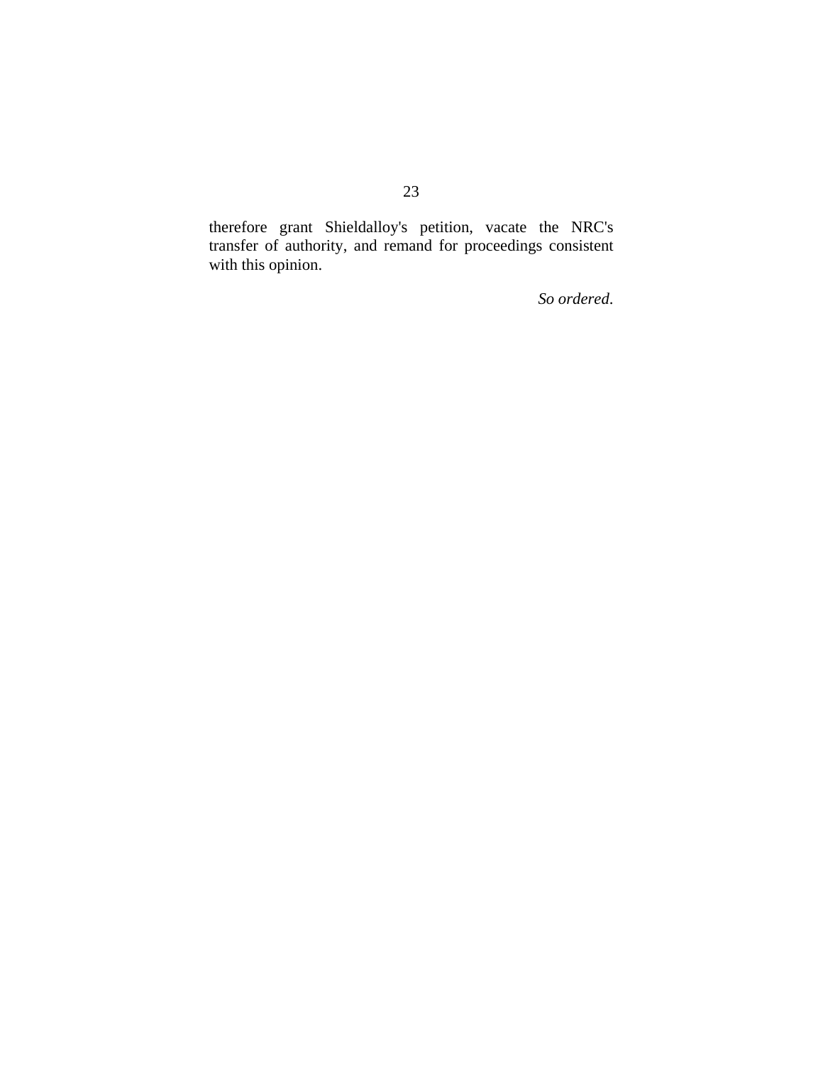therefore grant Shieldalloy's petition, vacate the NRC's transfer of authority, and remand for proceedings consistent with this opinion.

*So ordered.*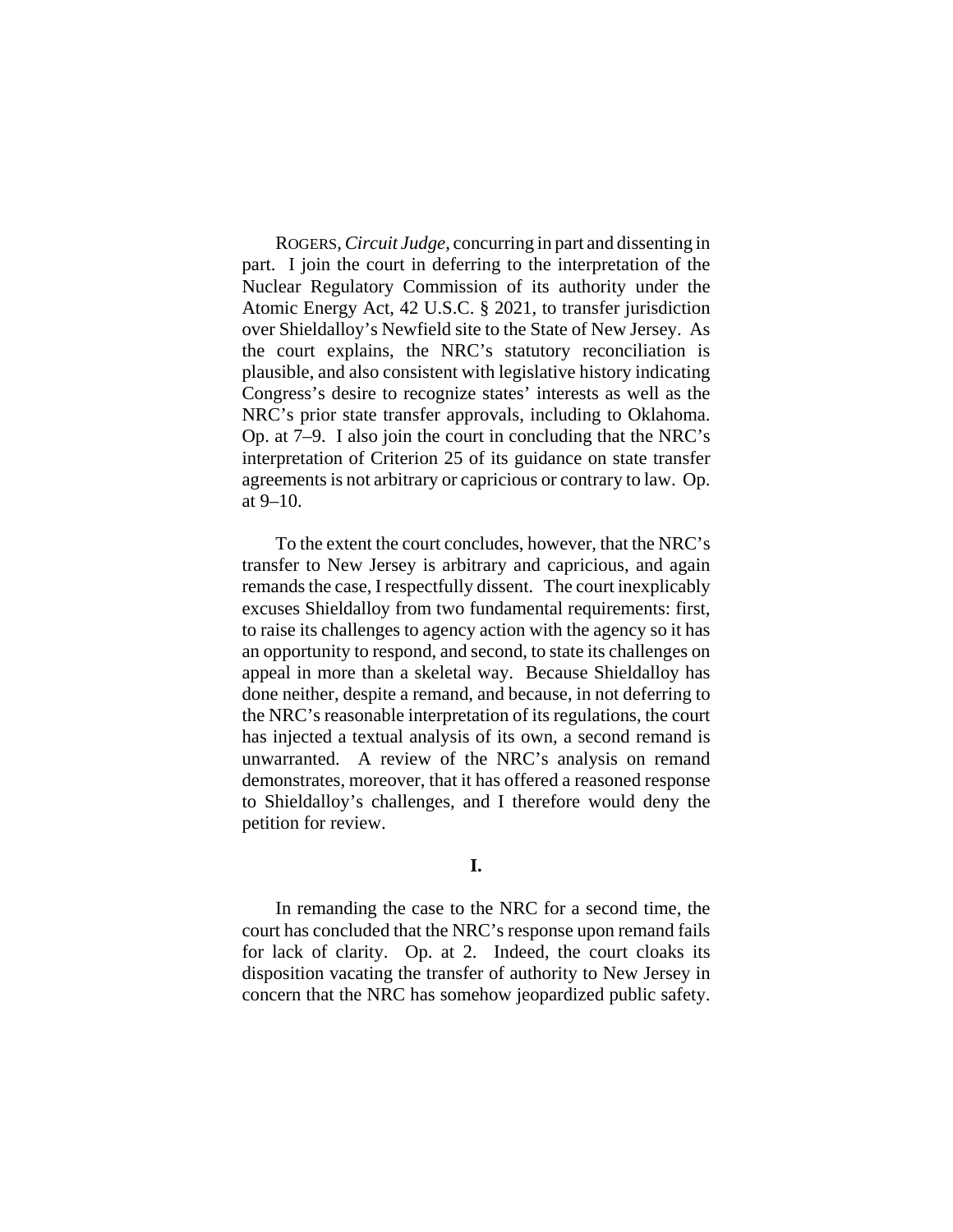ROGERS, *Circuit Judge*, concurring in part and dissenting in part. I join the court in deferring to the interpretation of the Nuclear Regulatory Commission of its authority under the Atomic Energy Act, 42 U.S.C. § 2021, to transfer jurisdiction over Shieldalloy's Newfield site to the State of New Jersey. As the court explains, the NRC's statutory reconciliation is plausible, and also consistent with legislative history indicating Congress's desire to recognize states' interests as well as the NRC's prior state transfer approvals, including to Oklahoma. Op. at 7–9. I also join the court in concluding that the NRC's interpretation of Criterion 25 of its guidance on state transfer agreements is not arbitrary or capricious or contrary to law. Op. at 9–10.

To the extent the court concludes, however, that the NRC's transfer to New Jersey is arbitrary and capricious, and again remands the case, I respectfully dissent. The court inexplicably excuses Shieldalloy from two fundamental requirements: first, to raise its challenges to agency action with the agency so it has an opportunity to respond, and second, to state its challenges on appeal in more than a skeletal way. Because Shieldalloy has done neither, despite a remand, and because, in not deferring to the NRC's reasonable interpretation of its regulations, the court has injected a textual analysis of its own, a second remand is unwarranted. A review of the NRC's analysis on remand demonstrates, moreover, that it has offered a reasoned response to Shieldalloy's challenges, and I therefore would deny the petition for review.

## I.

In remanding the case to the NRC for a second time, the court has concluded that the NRC's response upon remand fails for lack of clarity. Op. at 2. Indeed, the court cloaks its disposition vacating the transfer of authority to New Jersey in concern that the NRC has somehow jeopardized public safety.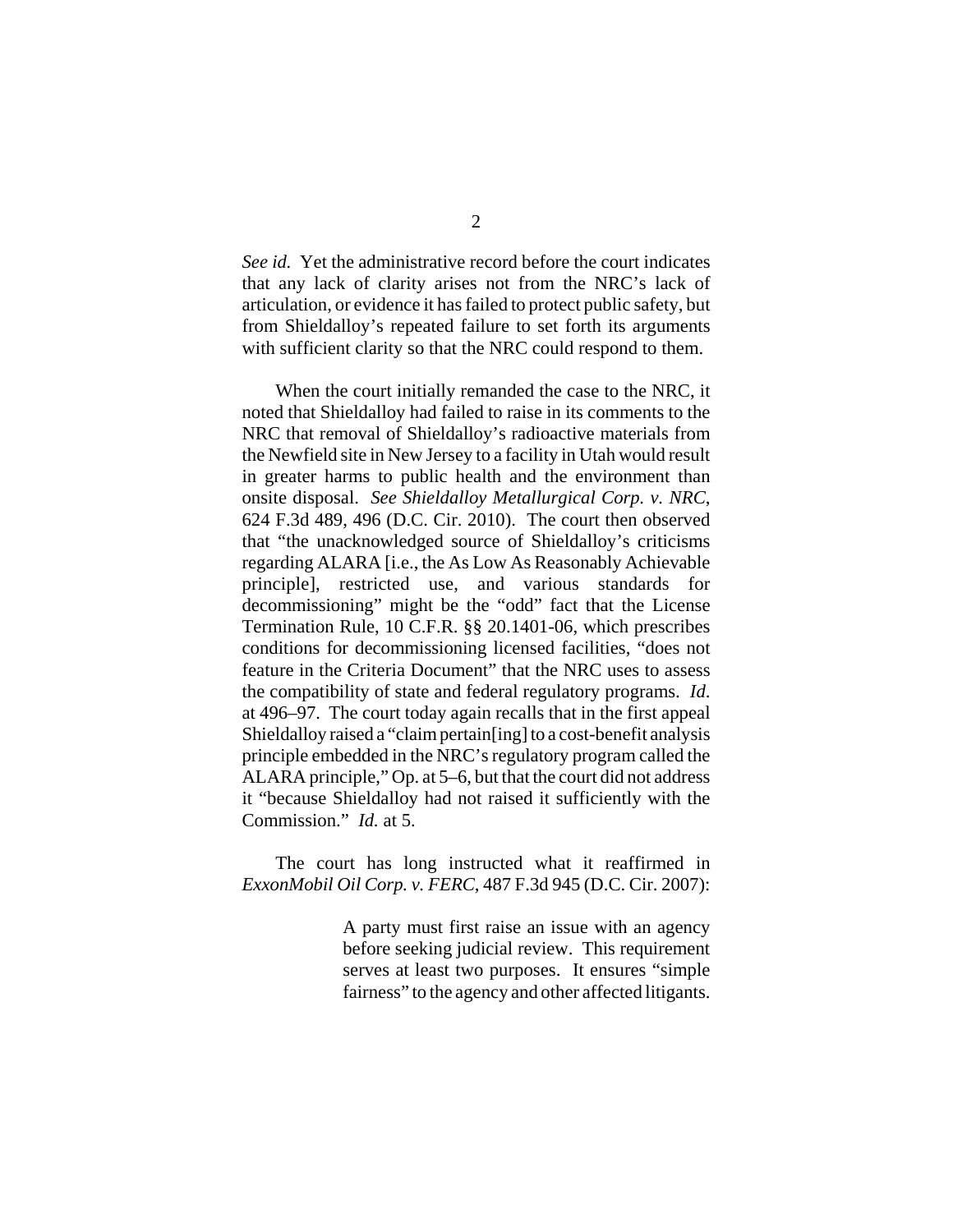*See id.* Yet the administrative record before the court indicates that any lack of clarity arises not from the NRC's lack of articulation, or evidence it has failed to protect public safety, but from Shieldalloy's repeated failure to set forth its arguments with sufficient clarity so that the NRC could respond to them.

When the court initially remanded the case to the NRC, it noted that Shieldalloy had failed to raise in its comments to the NRC that removal of Shieldalloy's radioactive materials from the Newfield site in New Jersey to a facility in Utah would result in greater harms to public health and the environment than onsite disposal. *See Shieldalloy Metallurgical Corp. v. NRC*, 624 F.3d 489, 496 (D.C. Cir. 2010). The court then observed that "the unacknowledged source of Shieldalloy's criticisms regarding ALARA [i.e., the As Low As Reasonably Achievable principle], restricted use, and various standards for decommissioning" might be the "odd" fact that the License Termination Rule, 10 C.F.R. §§ 20.1401-06, which prescribes conditions for decommissioning licensed facilities, "does not feature in the Criteria Document" that the NRC uses to assess the compatibility of state and federal regulatory programs. *Id*. at 496–97. The court today again recalls that in the first appeal Shieldalloy raised a "claim pertain[ing] to a cost-benefit analysis principle embedded in the NRC's regulatory program called the ALARA principle," Op. at 5–6, but that the court did not address it "because Shieldalloy had not raised it sufficiently with the Commission." *Id.* at 5.

The court has long instructed what it reaffirmed in *ExxonMobil Oil Corp. v. FERC*, 487 F.3d 945 (D.C. Cir. 2007):

> A party must first raise an issue with an agency before seeking judicial review. This requirement serves at least two purposes. It ensures "simple fairness" to the agency and other affected litigants.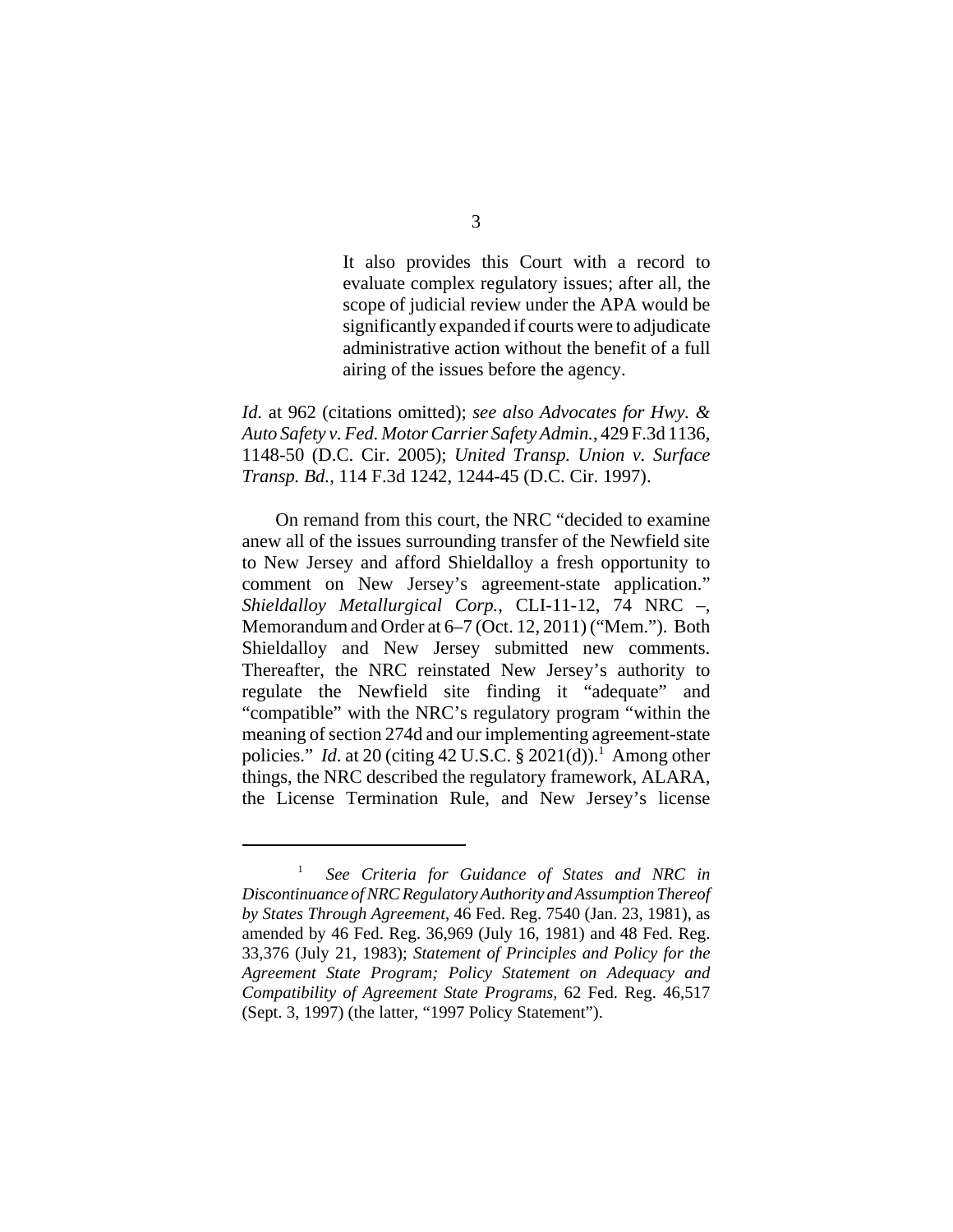> It also provides this Court with a record to evaluate complex regulatory issues; after all, the scope of judicial review under the APA would be significantly expanded if courts were to adjudicate administrative action without the benefit of a full airing of the issues before the agency.

*Id.* at 962 (citations omitted); *see also Advocates for Hwy. & Auto Safety v. Fed. Motor Carrier Safety Admin.*, 429 F.3d 1136, 1148-50 (D.C. Cir. 2005); *United Transp. Union v. Surface Transp. Bd.*, 114 F.3d 1242, 1244-45 (D.C. Cir. 1997).

On remand from this court, the NRC "decided to examine anew all of the issues surrounding transfer of the Newfield site to New Jersey and afford Shieldalloy a fresh opportunity to comment on New Jersey's agreement-state application." *Shieldalloy Metallurgical Corp.*, CLI-11-12, 74 NRC –, Memorandum and Order at 6–7 (Oct. 12, 2011) ("Mem."). Both Shieldalloy and New Jersey submitted new comments. Thereafter, the NRC reinstated New Jersey's authority to regulate the Newfield site finding it "adequate" and "compatible" with the NRC's regulatory program "within the meaning of section 274d and our implementing agreement-state policies." *Id.* at 20 (citing 42 U.S.C. § 2021(d)).[1] Among other things, the NRC described the regulatory framework, ALARA, the License Termination Rule, and New Jersey's license

[1] *See Criteria for Guidance of States and NRC in Discontinuance of NRC Regulatory Authority and Assumption Thereof by States Through Agreement*, 46 Fed. Reg. 7540 (Jan. 23, 1981), as amended by 46 Fed. Reg. 36,969 (July 16, 1981) and 48 Fed. Reg. 33,376 (July 21, 1983); *Statement of Principles and Policy for the Agreement State Program; Policy Statement on Adequacy and Compatibility of Agreement State Programs*, 62 Fed. Reg. 46,517 (Sept. 3, 1997) (the latter, "1997 Policy Statement").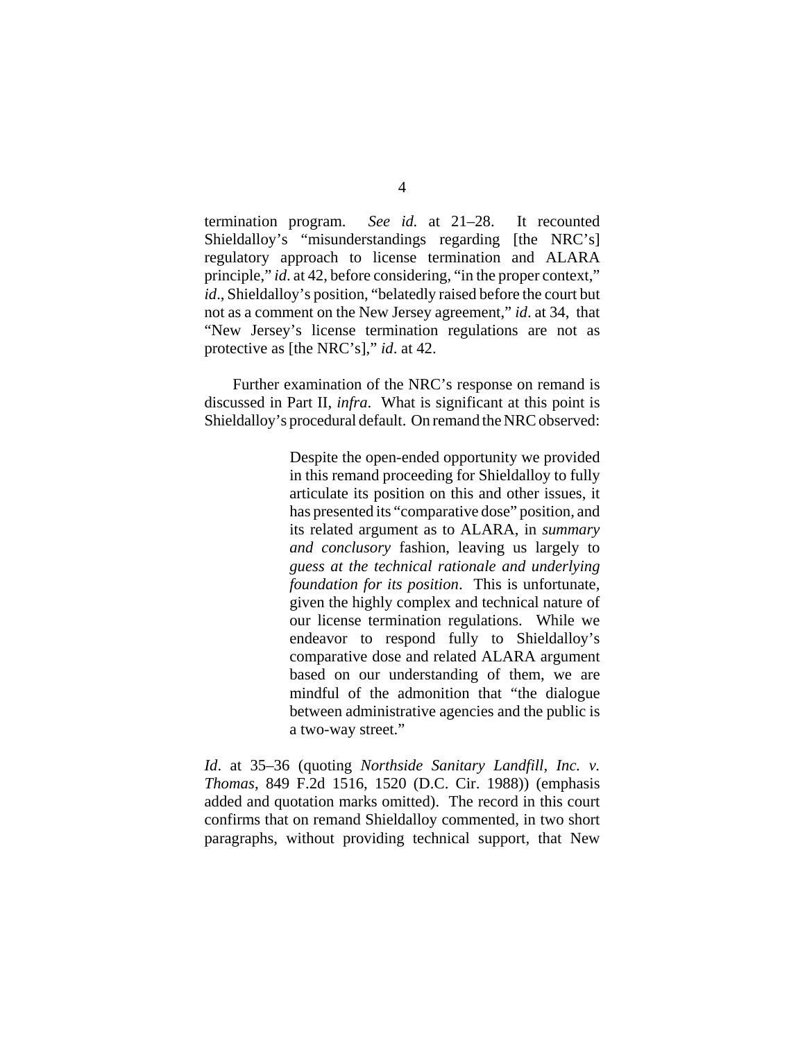termination program. *See id.* at 21–28. It recounted Shieldalloy's "misunderstandings regarding [the NRC's] regulatory approach to license termination and ALARA principle," *id*. at 42, before considering, "in the proper context," *id*., Shieldalloy's position, "belatedly raised before the court but not as a comment on the New Jersey agreement," *id*. at 34, that "New Jersey's license termination regulations are not as protective as [the NRC's]," *id*. at 42.

Further examination of the NRC's response on remand is discussed in Part II, *infra*. What is significant at this point is Shieldalloy's procedural default. On remand the NRC observed:

> Despite the open-ended opportunity we provided in this remand proceeding for Shieldalloy to fully articulate its position on this and other issues, it has presented its "comparative dose" position, and its related argument as to ALARA, in *summary and conclusory* fashion, leaving us largely to *guess at the technical rationale and underlying foundation for its position*. This is unfortunate, given the highly complex and technical nature of our license termination regulations. While we endeavor to respond fully to Shieldalloy's comparative dose and related ALARA argument based on our understanding of them, we are mindful of the admonition that "the dialogue between administrative agencies and the public is a two-way street."

*Id*. at 35–36 (quoting *Northside Sanitary Landfill, Inc. v. Thomas*, 849 F.2d 1516, 1520 (D.C. Cir. 1988)) (emphasis added and quotation marks omitted). The record in this court confirms that on remand Shieldalloy commented, in two short paragraphs, without providing technical support, that New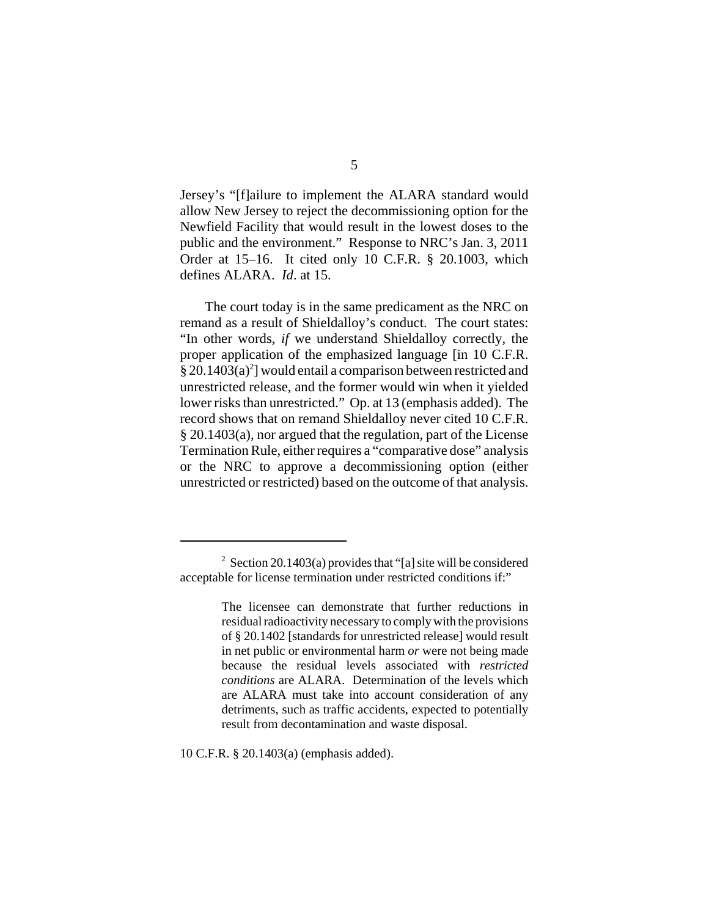Jersey's "[f]ailure to implement the ALARA standard would allow New Jersey to reject the decommissioning option for the Newfield Facility that would result in the lowest doses to the public and the environment." Response to NRC's Jan. 3, 2011 Order at 15–16. It cited only 10 C.F.R. § 20.1003, which defines ALARA. *Id*. at 15.

The court today is in the same predicament as the NRC on remand as a result of Shieldalloy's conduct. The court states: "In other words, *if* we understand Shieldalloy correctly, the proper application of the emphasized language [in 10 C.F.R. § 20.1403(a)[2]] would entail a comparison between restricted and unrestricted release, and the former would win when it yielded lower risks than unrestricted." Op. at 13 (emphasis added). The record shows that on remand Shieldalloy never cited 10 C.F.R. § 20.1403(a), nor argued that the regulation, part of the License Termination Rule, either requires a "comparative dose" analysis or the NRC to approve a decommissioning option (either unrestricted or restricted) based on the outcome of that analysis.

---

[2] Section 20.1403(a) provides that "[a] site will be considered acceptable for license termination under restricted conditions if:"

> The licensee can demonstrate that further reductions in residual radioactivity necessary to comply with the provisions of § 20.1402 [standards for unrestricted release] would result in net public or environmental harm *or* were not being made because the residual levels associated with *restricted conditions* are ALARA. Determination of the levels which are ALARA must take into account consideration of any detriments, such as traffic accidents, expected to potentially result from decontamination and waste disposal.

10 C.F.R. § 20.1403(a) (emphasis added).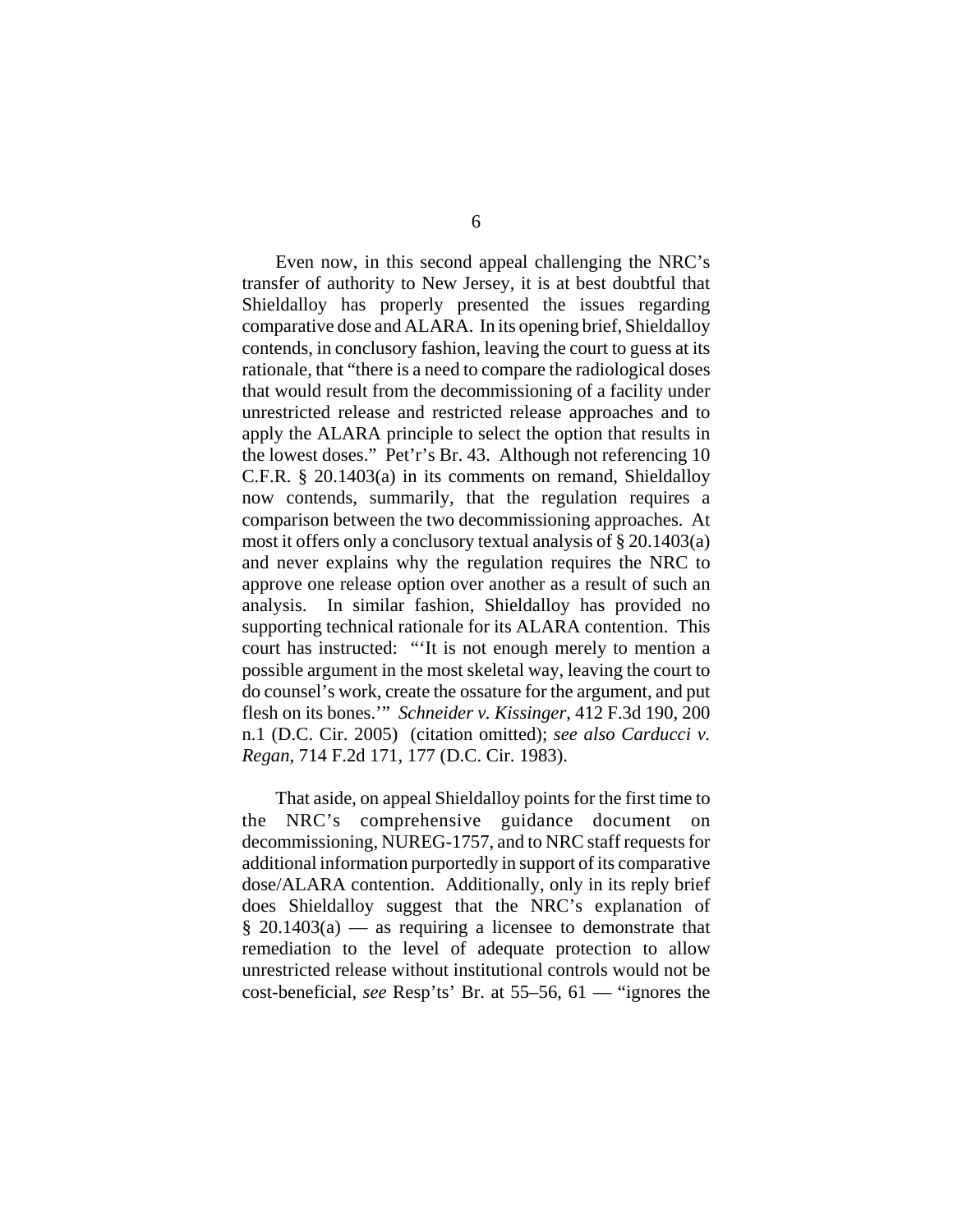Even now, in this second appeal challenging the NRC's transfer of authority to New Jersey, it is at best doubtful that Shieldalloy has properly presented the issues regarding comparative dose and ALARA. In its opening brief, Shieldalloy contends, in conclusory fashion, leaving the court to guess at its rationale, that "there is a need to compare the radiological doses that would result from the decommissioning of a facility under unrestricted release and restricted release approaches and to apply the ALARA principle to select the option that results in the lowest doses." Pet'r's Br. 43. Although not referencing 10 C.F.R. § 20.1403(a) in its comments on remand, Shieldalloy now contends, summarily, that the regulation requires a comparison between the two decommissioning approaches. At most it offers only a conclusory textual analysis of § 20.1403(a) and never explains why the regulation requires the NRC to approve one release option over another as a result of such an analysis. In similar fashion, Shieldalloy has provided no supporting technical rationale for its ALARA contention. This court has instructed: "'It is not enough merely to mention a possible argument in the most skeletal way, leaving the court to do counsel's work, create the ossature for the argument, and put flesh on its bones.'" *Schneider v. Kissinger*, 412 F.3d 190, 200 n.1 (D.C. Cir. 2005) (citation omitted); *see also Carducci v. Regan*, 714 F.2d 171, 177 (D.C. Cir. 1983).

That aside, on appeal Shieldalloy points for the first time to the NRC's comprehensive guidance document on decommissioning, NUREG-1757, and to NRC staff requests for additional information purportedly in support of its comparative dose/ALARA contention. Additionally, only in its reply brief does Shieldalloy suggest that the NRC's explanation of § 20.1403(a) — as requiring a licensee to demonstrate that remediation to the level of adequate protection to allow unrestricted release without institutional controls would not be cost-beneficial, *see* Resp'ts' Br. at 55–56, 61 — "ignores the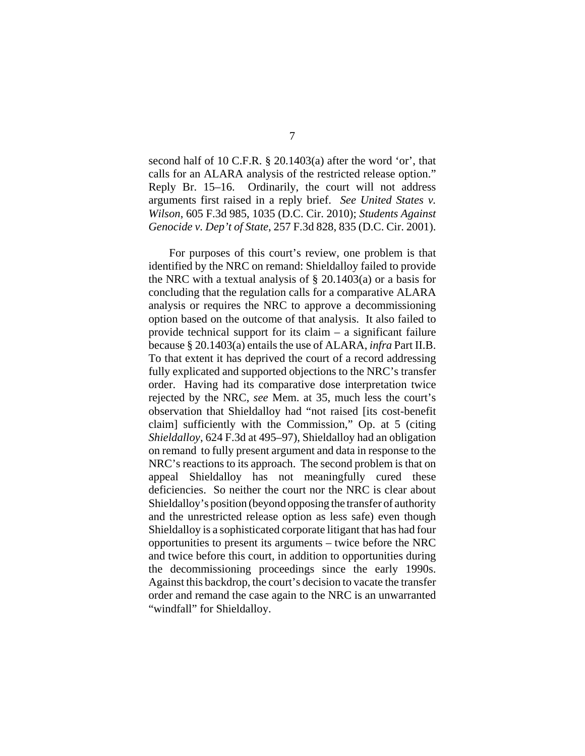second half of 10 C.F.R. § 20.1403(a) after the word 'or', that calls for an ALARA analysis of the restricted release option." Reply Br. 15–16. Ordinarily, the court will not address arguments first raised in a reply brief. *See United States v. Wilson*, 605 F.3d 985, 1035 (D.C. Cir. 2010); *Students Against Genocide v. Dep't of State*, 257 F.3d 828, 835 (D.C. Cir. 2001).

For purposes of this court's review, one problem is that identified by the NRC on remand: Shieldalloy failed to provide the NRC with a textual analysis of § 20.1403(a) or a basis for concluding that the regulation calls for a comparative ALARA analysis or requires the NRC to approve a decommissioning option based on the outcome of that analysis. It also failed to provide technical support for its claim – a significant failure because § 20.1403(a) entails the use of ALARA, *infra* Part II.B. To that extent it has deprived the court of a record addressing fully explicated and supported objections to the NRC's transfer order. Having had its comparative dose interpretation twice rejected by the NRC, *see* Mem. at 35, much less the court's observation that Shieldalloy had "not raised [its cost-benefit claim] sufficiently with the Commission," Op. at 5 (citing *Shieldalloy*, 624 F.3d at 495–97), Shieldalloy had an obligation on remand to fully present argument and data in response to the NRC's reactions to its approach. The second problem is that on appeal Shieldalloy has not meaningfully cured these deficiencies. So neither the court nor the NRC is clear about Shieldalloy's position (beyond opposing the transfer of authority and the unrestricted release option as less safe) even though Shieldalloy is a sophisticated corporate litigant that has had four opportunities to present its arguments – twice before the NRC and twice before this court, in addition to opportunities during the decommissioning proceedings since the early 1990s. Against this backdrop, the court's decision to vacate the transfer order and remand the case again to the NRC is an unwarranted "windfall" for Shieldalloy.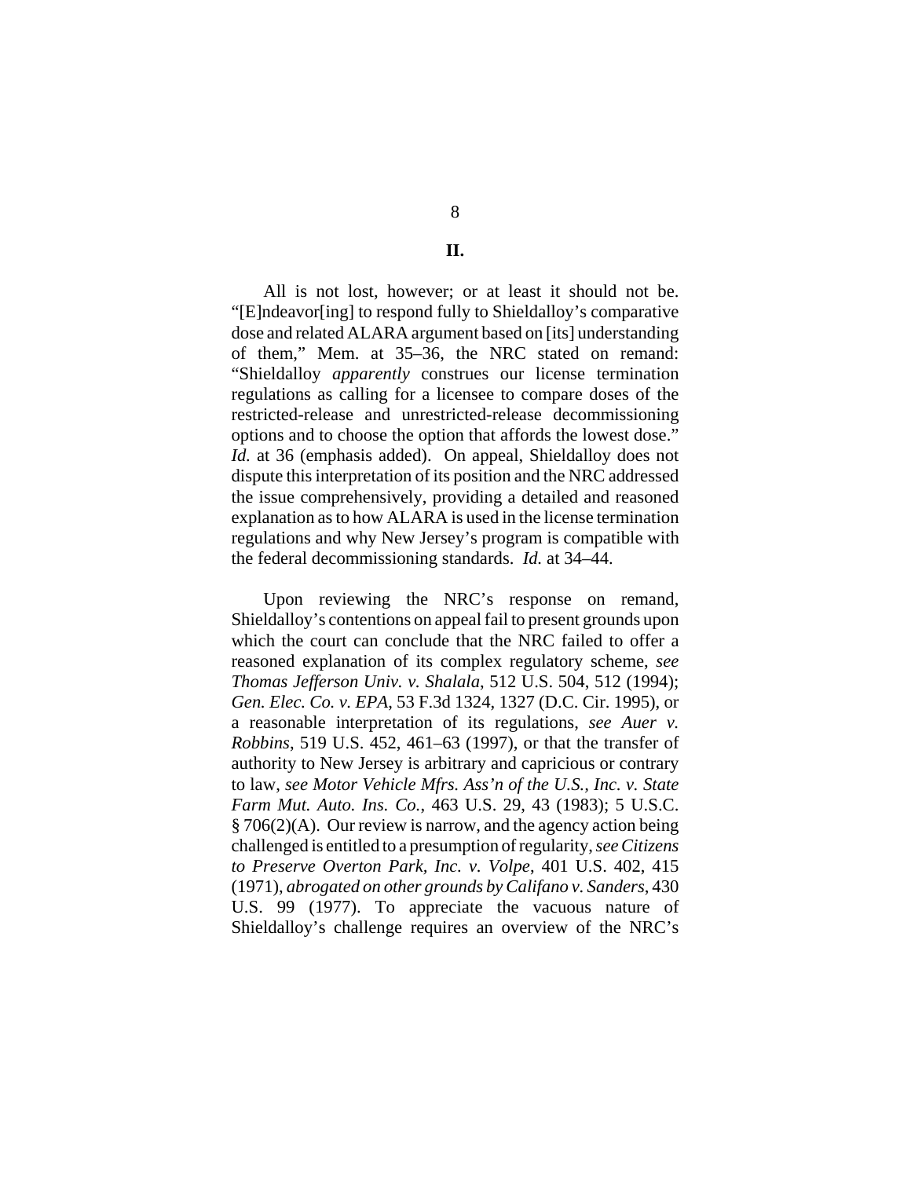## II.

All is not lost, however; or at least it should not be. "[E]ndeavor[ing] to respond fully to Shieldalloy's comparative dose and related ALARA argument based on [its] understanding of them," Mem. at 35–36, the NRC stated on remand: "Shieldalloy *apparently* construes our license termination regulations as calling for a licensee to compare doses of the restricted-release and unrestricted-release decommissioning options and to choose the option that affords the lowest dose." *Id.* at 36 (emphasis added). On appeal, Shieldalloy does not dispute this interpretation of its position and the NRC addressed the issue comprehensively, providing a detailed and reasoned explanation as to how ALARA is used in the license termination regulations and why New Jersey's program is compatible with the federal decommissioning standards. *Id.* at 34–44.

Upon reviewing the NRC's response on remand, Shieldalloy's contentions on appeal fail to present grounds upon which the court can conclude that the NRC failed to offer a reasoned explanation of its complex regulatory scheme, *see Thomas Jefferson Univ. v. Shalala*, 512 U.S. 504, 512 (1994); *Gen. Elec. Co. v. EPA*, 53 F.3d 1324, 1327 (D.C. Cir. 1995), or a reasonable interpretation of its regulations, *see Auer v. Robbins*, 519 U.S. 452, 461–63 (1997), or that the transfer of authority to New Jersey is arbitrary and capricious or contrary to law, *see Motor Vehicle Mfrs. Ass'n of the U.S., Inc. v. State Farm Mut. Auto. Ins. Co.*, 463 U.S. 29, 43 (1983); 5 U.S.C. § 706(2)(A). Our review is narrow, and the agency action being challenged is entitled to a presumption of regularity, *see Citizens to Preserve Overton Park, Inc. v. Volpe*, 401 U.S. 402, 415 (1971), *abrogated on other grounds by Califano v. Sanders*, 430 U.S. 99 (1977). To appreciate the vacuous nature of Shieldalloy's challenge requires an overview of the NRC's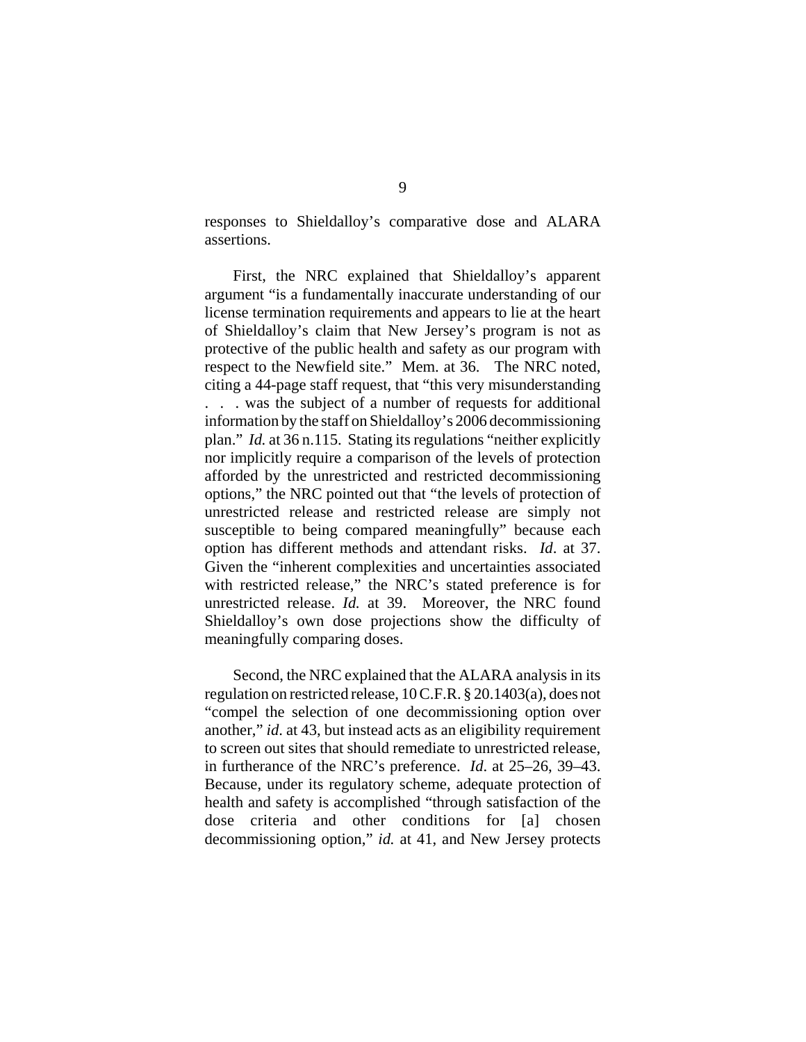responses to Shieldalloy's comparative dose and ALARA assertions.

First, the NRC explained that Shieldalloy's apparent argument "is a fundamentally inaccurate understanding of our license termination requirements and appears to lie at the heart of Shieldalloy's claim that New Jersey's program is not as protective of the public health and safety as our program with respect to the Newfield site." Mem. at 36. The NRC noted, citing a 44-page staff request, that "this very misunderstanding . . . was the subject of a number of requests for additional information by the staff on Shieldalloy's 2006 decommissioning plan." *Id.* at 36 n.115. Stating its regulations "neither explicitly nor implicitly require a comparison of the levels of protection afforded by the unrestricted and restricted decommissioning options," the NRC pointed out that "the levels of protection of unrestricted release and restricted release are simply not susceptible to being compared meaningfully" because each option has different methods and attendant risks. *Id*. at 37. Given the "inherent complexities and uncertainties associated with restricted release," the NRC's stated preference is for unrestricted release. *Id.* at 39. Moreover, the NRC found Shieldalloy's own dose projections show the difficulty of meaningfully comparing doses.

Second, the NRC explained that the ALARA analysis in its regulation on restricted release, 10 C.F.R. § 20.1403(a), does not "compel the selection of one decommissioning option over another," *id*. at 43, but instead acts as an eligibility requirement to screen out sites that should remediate to unrestricted release, in furtherance of the NRC's preference. *Id*. at 25–26, 39–43. Because, under its regulatory scheme, adequate protection of health and safety is accomplished "through satisfaction of the dose criteria and other conditions for [a] chosen decommissioning option," *id.* at 41, and New Jersey protects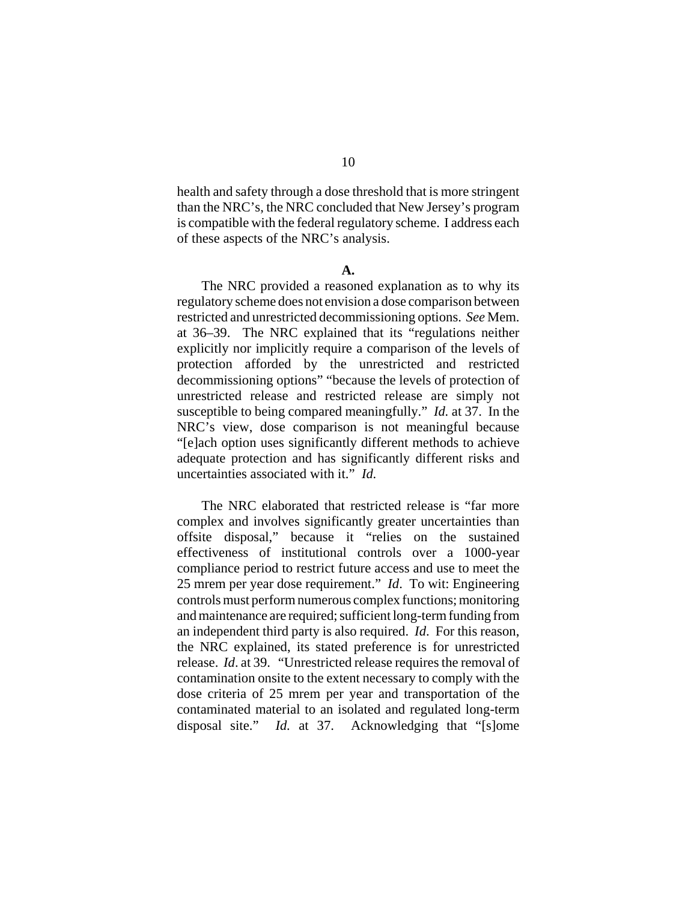health and safety through a dose threshold that is more stringent than the NRC's, the NRC concluded that New Jersey's program is compatible with the federal regulatory scheme. I address each of these aspects of the NRC's analysis.

**A.**

The NRC provided a reasoned explanation as to why its regulatory scheme does not envision a dose comparison between restricted and unrestricted decommissioning options. *See* Mem. at 36–39. The NRC explained that its "regulations neither explicitly nor implicitly require a comparison of the levels of protection afforded by the unrestricted and restricted decommissioning options" "because the levels of protection of unrestricted release and restricted release are simply not susceptible to being compared meaningfully." *Id.* at 37. In the NRC's view, dose comparison is not meaningful because "[e]ach option uses significantly different methods to achieve adequate protection and has significantly different risks and uncertainties associated with it." *Id.*

The NRC elaborated that restricted release is "far more complex and involves significantly greater uncertainties than offsite disposal," because it "relies on the sustained effectiveness of institutional controls over a 1000-year compliance period to restrict future access and use to meet the 25 mrem per year dose requirement." *Id*. To wit: Engineering controls must perform numerous complex functions; monitoring and maintenance are required; sufficient long-term funding from an independent third party is also required. *Id*. For this reason, the NRC explained, its stated preference is for unrestricted release. *Id*. at 39. "Unrestricted release requires the removal of contamination onsite to the extent necessary to comply with the dose criteria of 25 mrem per year and transportation of the contaminated material to an isolated and regulated long-term disposal site." *Id.* at 37. Acknowledging that "[s]ome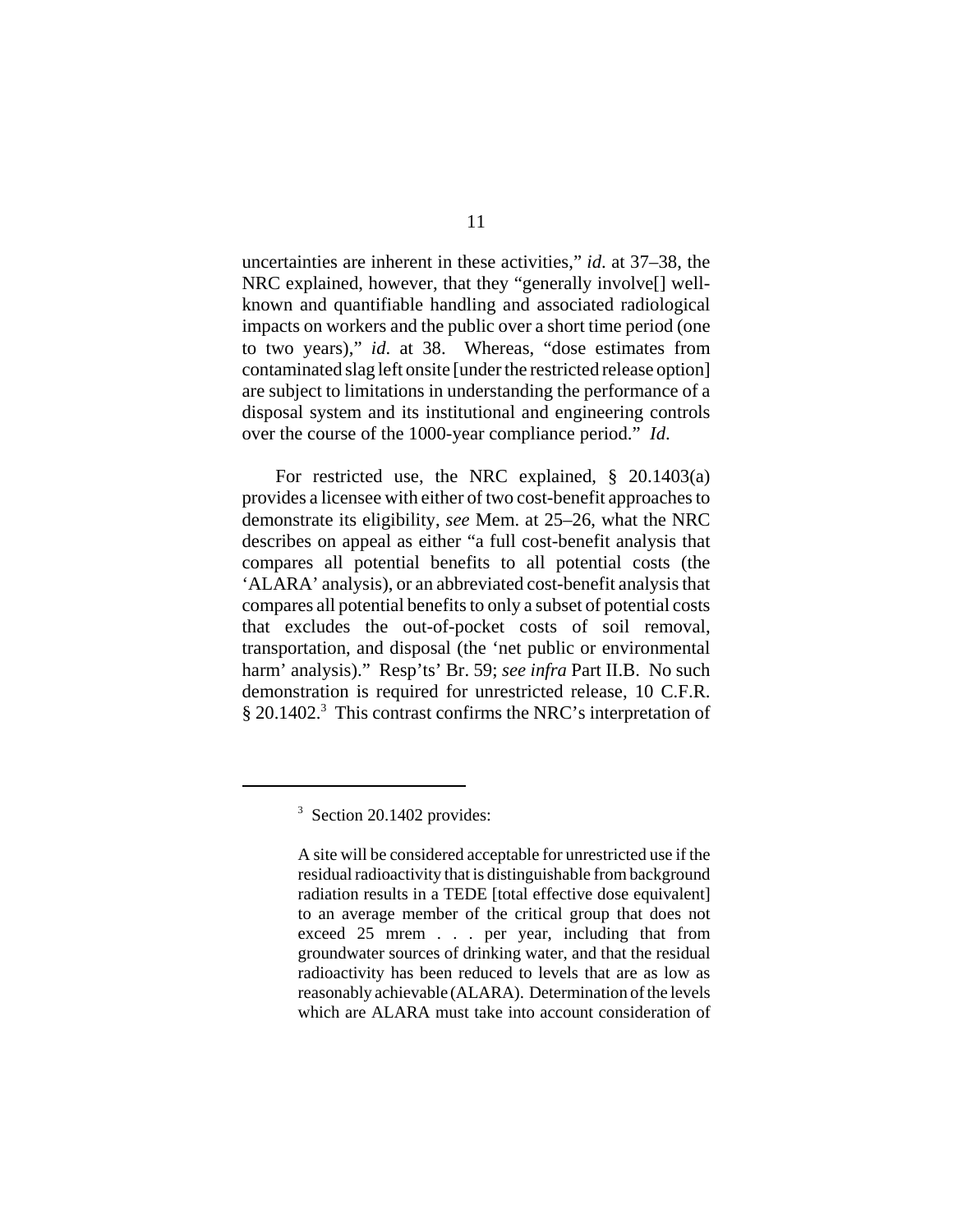uncertainties are inherent in these activities," *id.* at 37–38, the NRC explained, however, that they "generally involve[] well-known and quantifiable handling and associated radiological impacts on workers and the public over a short time period (one to two years)," *id.* at 38. Whereas, "dose estimates from contaminated slag left onsite [under the restricted release option] are subject to limitations in understanding the performance of a disposal system and its institutional and engineering controls over the course of the 1000-year compliance period." *Id.*

For restricted use, the NRC explained, § 20.1403(a) provides a licensee with either of two cost-benefit approaches to demonstrate its eligibility, *see* Mem. at 25–26, what the NRC describes on appeal as either "a full cost-benefit analysis that compares all potential benefits to all potential costs (the 'ALARA' analysis), or an abbreviated cost-benefit analysis that compares all potential benefits to only a subset of potential costs that excludes the out-of-pocket costs of soil removal, transportation, and disposal (the 'net public or environmental harm' analysis)." Resp'ts' Br. 59; *see infra* Part II.B. No such demonstration is required for unrestricted release, 10 C.F.R. § 20.1402.[3] This contrast confirms the NRC's interpretation of

---

[3] Section 20.1402 provides:

> A site will be considered acceptable for unrestricted use if the residual radioactivity that is distinguishable from background radiation results in a TEDE [total effective dose equivalent] to an average member of the critical group that does not exceed 25 mrem . . . per year, including that from groundwater sources of drinking water, and that the residual radioactivity has been reduced to levels that are as low as reasonably achievable (ALARA). Determination of the levels which are ALARA must take into account consideration of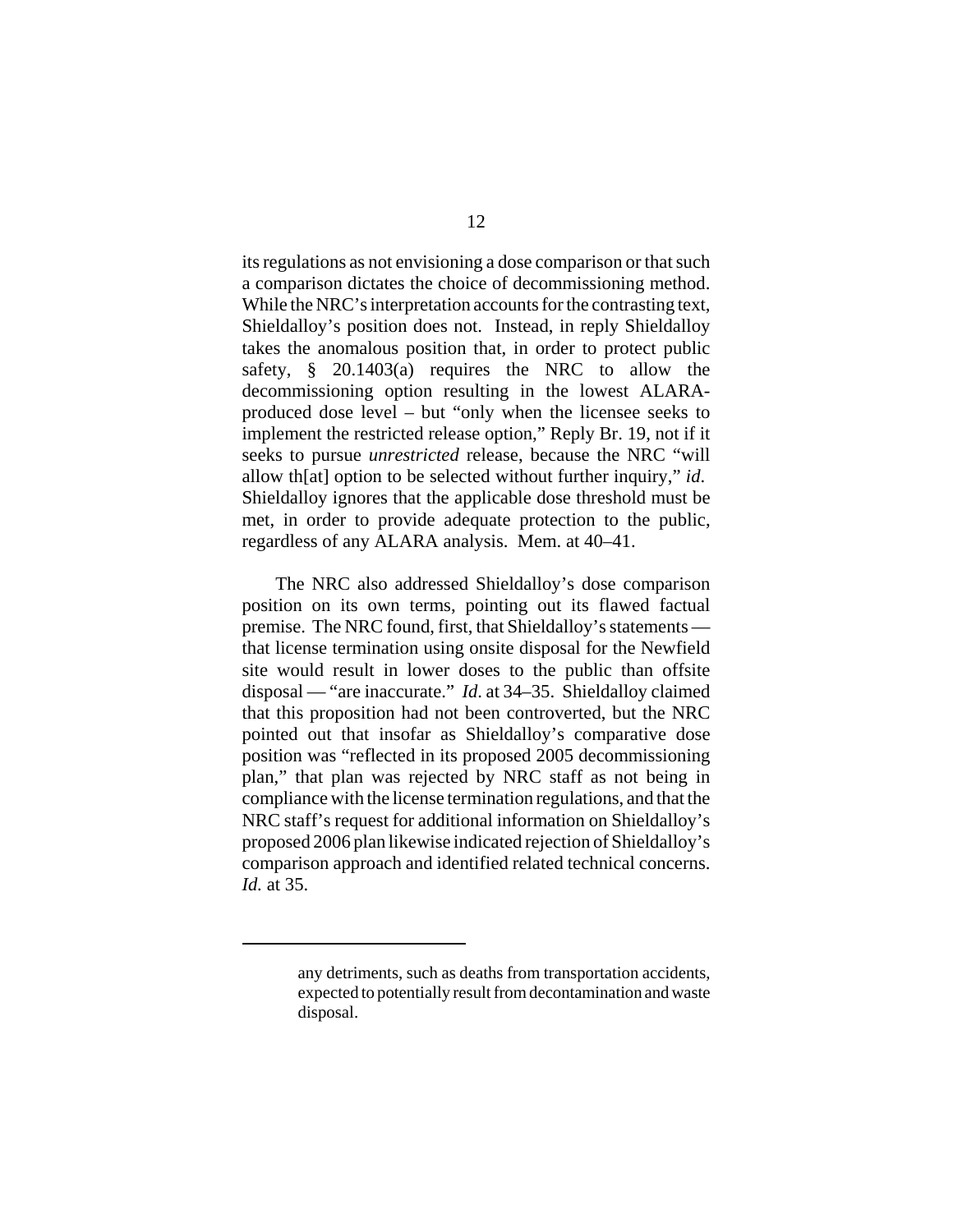its regulations as not envisioning a dose comparison or that such a comparison dictates the choice of decommissioning method. While the NRC's interpretation accounts for the contrasting text, Shieldalloy's position does not. Instead, in reply Shieldalloy takes the anomalous position that, in order to protect public safety, § 20.1403(a) requires the NRC to allow the decommissioning option resulting in the lowest ALARA-produced dose level – but "only when the licensee seeks to implement the restricted release option," Reply Br. 19, not if it seeks to pursue *unrestricted* release, because the NRC "will allow th[at] option to be selected without further inquiry," *id*. Shieldalloy ignores that the applicable dose threshold must be met, in order to provide adequate protection to the public, regardless of any ALARA analysis. Mem. at 40–41.

The NRC also addressed Shieldalloy's dose comparison position on its own terms, pointing out its flawed factual premise. The NRC found, first, that Shieldalloy's statements — that license termination using onsite disposal for the Newfield site would result in lower doses to the public than offsite disposal — "are inaccurate." *Id*. at 34–35. Shieldalloy claimed that this proposition had not been controverted, but the NRC pointed out that insofar as Shieldalloy's comparative dose position was "reflected in its proposed 2005 decommissioning plan," that plan was rejected by NRC staff as not being in compliance with the license termination regulations, and that the NRC staff's request for additional information on Shieldalloy's proposed 2006 plan likewise indicated rejection of Shieldalloy's comparison approach and identified related technical concerns. *Id.* at 35.

---

any detriments, such as deaths from transportation accidents, expected to potentially result from decontamination and waste disposal.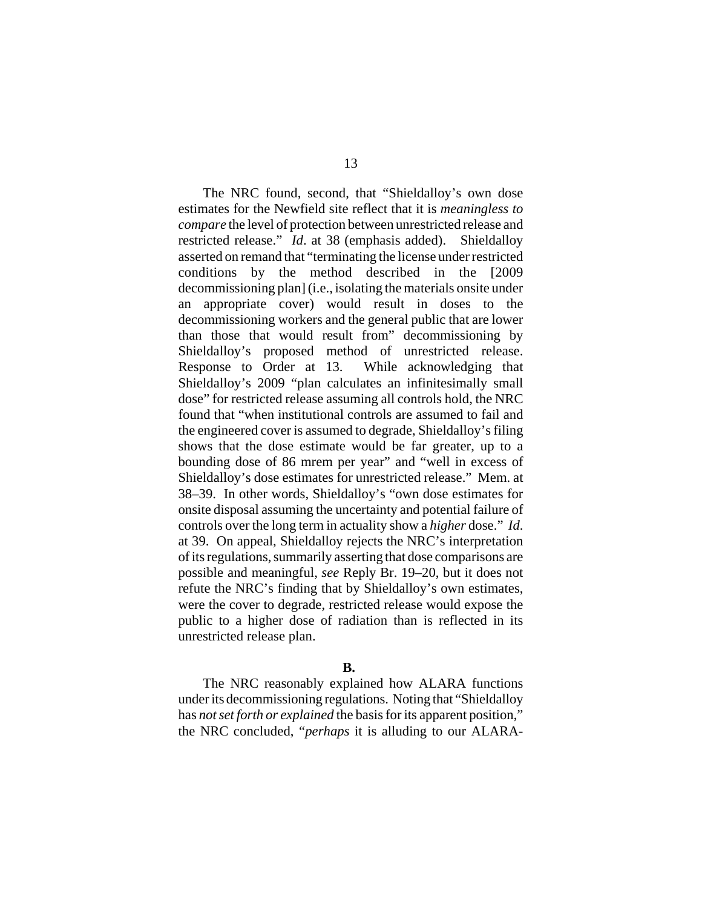The NRC found, second, that "Shieldalloy's own dose estimates for the Newfield site reflect that it is *meaningless to compare* the level of protection between unrestricted release and restricted release." *Id*. at 38 (emphasis added). Shieldalloy asserted on remand that "terminating the license under restricted conditions by the method described in the [2009 decommissioning plan] (i.e., isolating the materials onsite under an appropriate cover) would result in doses to the decommissioning workers and the general public that are lower than those that would result from" decommissioning by Shieldalloy's proposed method of unrestricted release. Response to Order at 13. While acknowledging that Shieldalloy's 2009 "plan calculates an infinitesimally small dose" for restricted release assuming all controls hold, the NRC found that "when institutional controls are assumed to fail and the engineered cover is assumed to degrade, Shieldalloy's filing shows that the dose estimate would be far greater, up to a bounding dose of 86 mrem per year" and "well in excess of Shieldalloy's dose estimates for unrestricted release." Mem. at 38–39. In other words, Shieldalloy's "own dose estimates for onsite disposal assuming the uncertainty and potential failure of controls over the long term in actuality show a *higher* dose." *Id*. at 39. On appeal, Shieldalloy rejects the NRC's interpretation of its regulations, summarily asserting that dose comparisons are possible and meaningful, *see* Reply Br. 19–20, but it does not refute the NRC's finding that by Shieldalloy's own estimates, were the cover to degrade, restricted release would expose the public to a higher dose of radiation than is reflected in its unrestricted release plan.

**B.**

The NRC reasonably explained how ALARA functions under its decommissioning regulations. Noting that "Shieldalloy has *not set forth or explained* the basis for its apparent position," the NRC concluded, "*perhaps* it is alluding to our ALARA-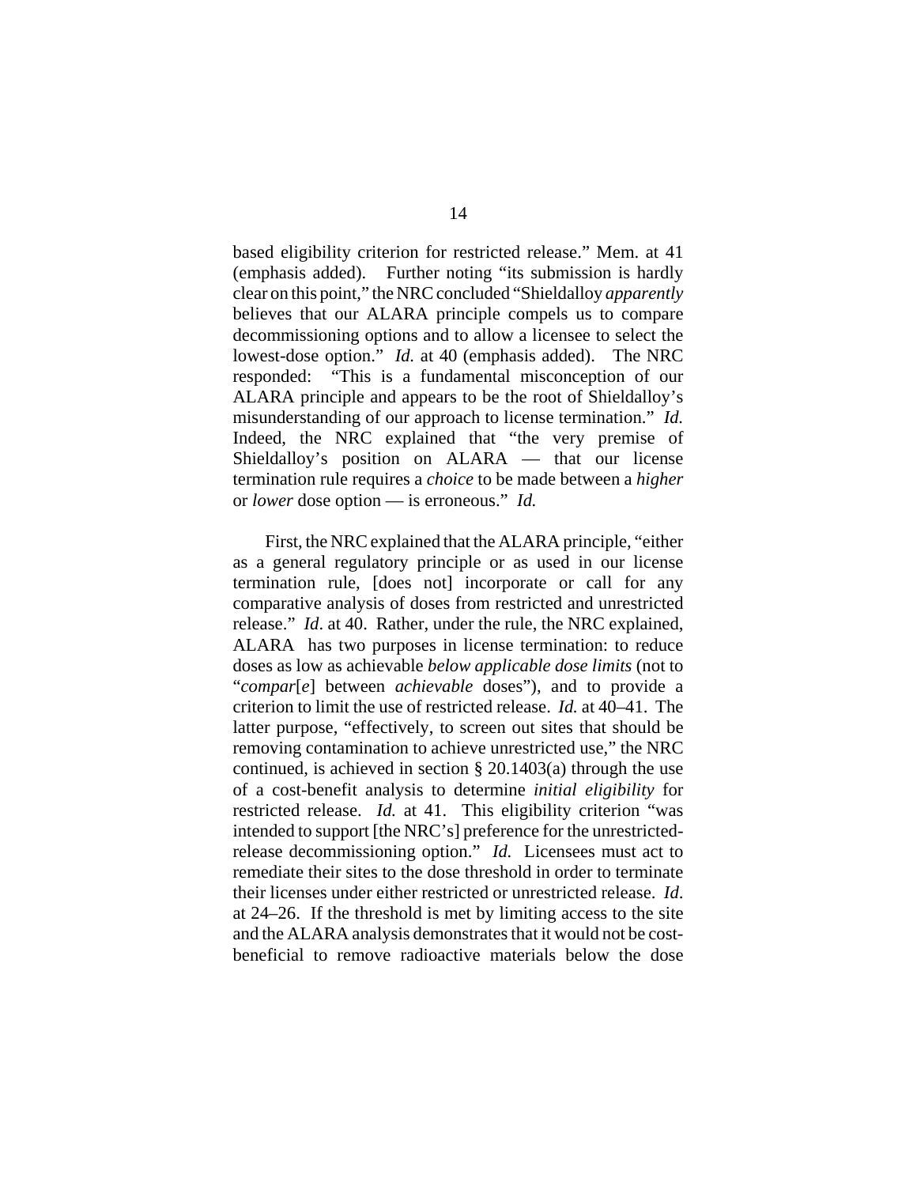based eligibility criterion for restricted release." Mem. at 41 (emphasis added). Further noting "its submission is hardly clear on this point," the NRC concluded "Shieldalloy *apparently* believes that our ALARA principle compels us to compare decommissioning options and to allow a licensee to select the lowest-dose option." *Id.* at 40 (emphasis added). The NRC responded: "This is a fundamental misconception of our ALARA principle and appears to be the root of Shieldalloy's misunderstanding of our approach to license termination." *Id.* Indeed, the NRC explained that "the very premise of Shieldalloy's position on ALARA — that our license termination rule requires a *choice* to be made between a *higher* or *lower* dose option — is erroneous." *Id.*

First, the NRC explained that the ALARA principle, "either as a general regulatory principle or as used in our license termination rule, [does not] incorporate or call for any comparative analysis of doses from restricted and unrestricted release." *Id*. at 40. Rather, under the rule, the NRC explained, ALARA has two purposes in license termination: to reduce doses as low as achievable *below applicable dose limits* (not to "*compar*[*e*] between *achievable* doses"), and to provide a criterion to limit the use of restricted release. *Id.* at 40–41. The latter purpose, "effectively, to screen out sites that should be removing contamination to achieve unrestricted use," the NRC continued, is achieved in section § 20.1403(a) through the use of a cost-benefit analysis to determine *initial eligibility* for restricted release. *Id.* at 41. This eligibility criterion "was intended to support [the NRC's] preference for the unrestricted-release decommissioning option." *Id.* Licensees must act to remediate their sites to the dose threshold in order to terminate their licenses under either restricted or unrestricted release. *Id*. at 24–26. If the threshold is met by limiting access to the site and the ALARA analysis demonstrates that it would not be cost-beneficial to remove radioactive materials below the dose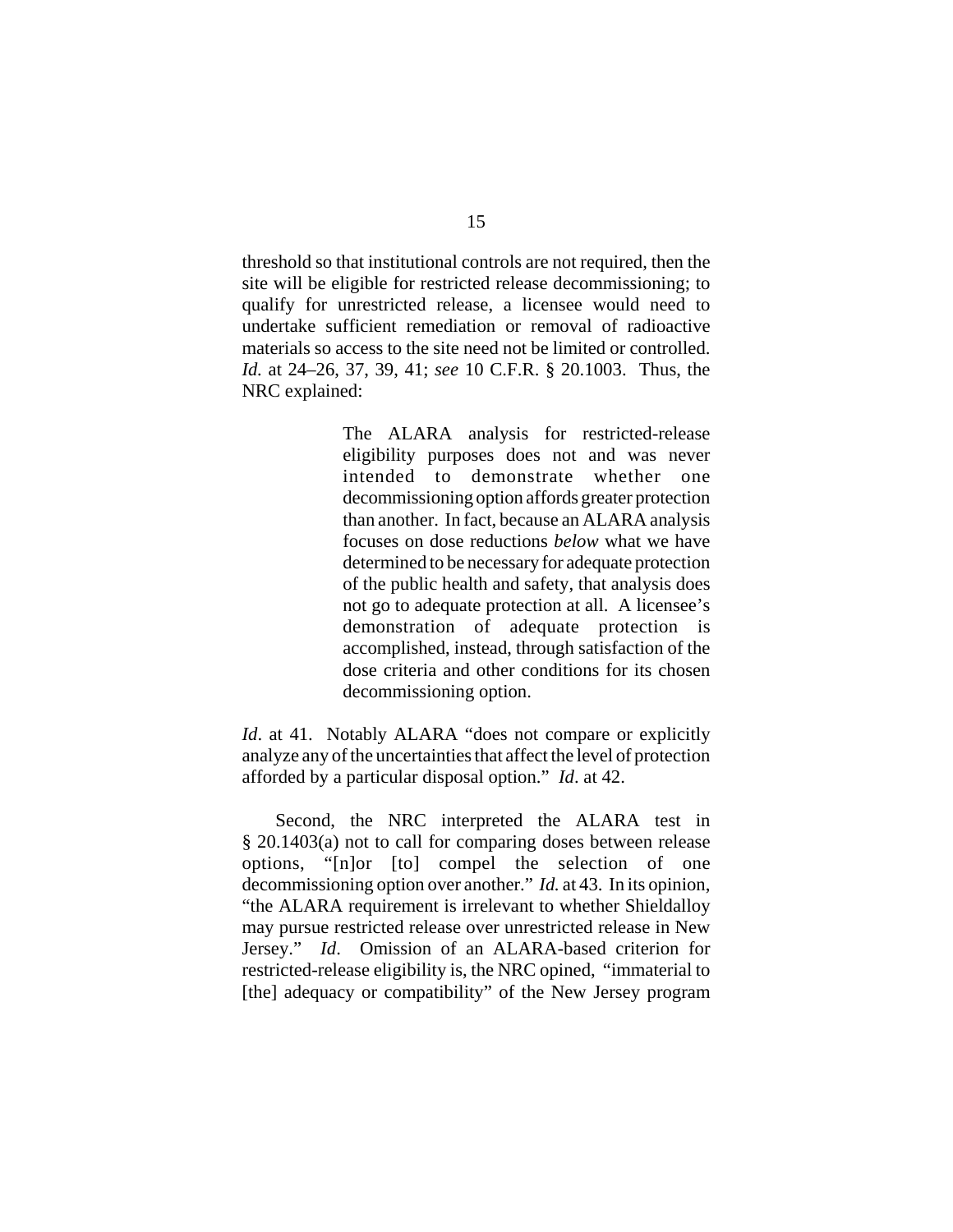threshold so that institutional controls are not required, then the site will be eligible for restricted release decommissioning; to qualify for unrestricted release, a licensee would need to undertake sufficient remediation or removal of radioactive materials so access to the site need not be limited or controlled. *Id.* at 24–26, 37, 39, 41; *see* 10 C.F.R. § 20.1003. Thus, the NRC explained:

> The ALARA analysis for restricted-release eligibility purposes does not and was never intended to demonstrate whether one decommissioning option affords greater protection than another. In fact, because an ALARA analysis focuses on dose reductions *below* what we have determined to be necessary for adequate protection of the public health and safety, that analysis does not go to adequate protection at all. A licensee's demonstration of adequate protection is accomplished, instead, through satisfaction of the dose criteria and other conditions for its chosen decommissioning option.

*Id*. at 41. Notably ALARA "does not compare or explicitly analyze any of the uncertainties that affect the level of protection afforded by a particular disposal option." *Id*. at 42.

Second, the NRC interpreted the ALARA test in § 20.1403(a) not to call for comparing doses between release options, "[n]or [to] compel the selection of one decommissioning option over another." *Id.* at 43. In its opinion, "the ALARA requirement is irrelevant to whether Shieldalloy may pursue restricted release over unrestricted release in New Jersey." *Id*. Omission of an ALARA-based criterion for restricted-release eligibility is, the NRC opined, "immaterial to [the] adequacy or compatibility" of the New Jersey program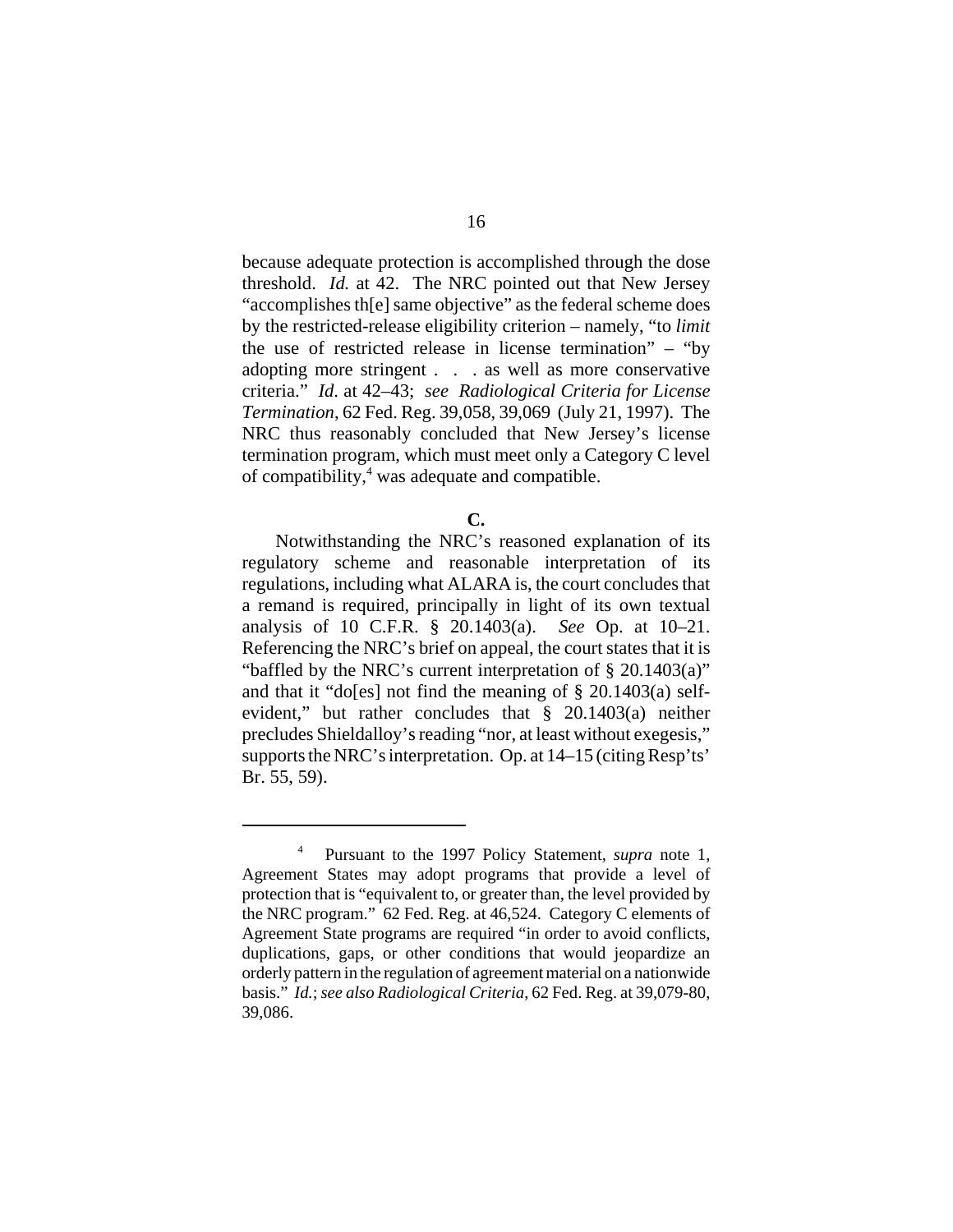because adequate protection is accomplished through the dose threshold. *Id.* at 42. The NRC pointed out that New Jersey "accomplishes th[e] same objective" as the federal scheme does by the restricted-release eligibility criterion – namely, "to *limit* the use of restricted release in license termination" – "by adopting more stringent . . . as well as more conservative criteria." *Id.* at 42–43; *see Radiological Criteria for License Termination*, 62 Fed. Reg. 39,058, 39,069 (July 21, 1997). The NRC thus reasonably concluded that New Jersey's license termination program, which must meet only a Category C level of compatibility,[4] was adequate and compatible.

**C.**

Notwithstanding the NRC's reasoned explanation of its regulatory scheme and reasonable interpretation of its regulations, including what ALARA is, the court concludes that a remand is required, principally in light of its own textual analysis of 10 C.F.R. § 20.1403(a). *See* Op. at 10–21. Referencing the NRC's brief on appeal, the court states that it is "baffled by the NRC's current interpretation of § 20.1403(a)" and that it "do[es] not find the meaning of § 20.1403(a) self-evident," but rather concludes that § 20.1403(a) neither precludes Shieldalloy's reading "nor, at least without exegesis," supports the NRC's interpretation. Op. at 14–15 (citing Resp'ts' Br. 55, 59).

---

[4] Pursuant to the 1997 Policy Statement, *supra* note 1, Agreement States may adopt programs that provide a level of protection that is "equivalent to, or greater than, the level provided by the NRC program." 62 Fed. Reg. at 46,524. Category C elements of Agreement State programs are required "in order to avoid conflicts, duplications, gaps, or other conditions that would jeopardize an orderly pattern in the regulation of agreement material on a nationwide basis." *Id.*; *see also Radiological Criteria*, 62 Fed. Reg. at 39,079-80, 39,086.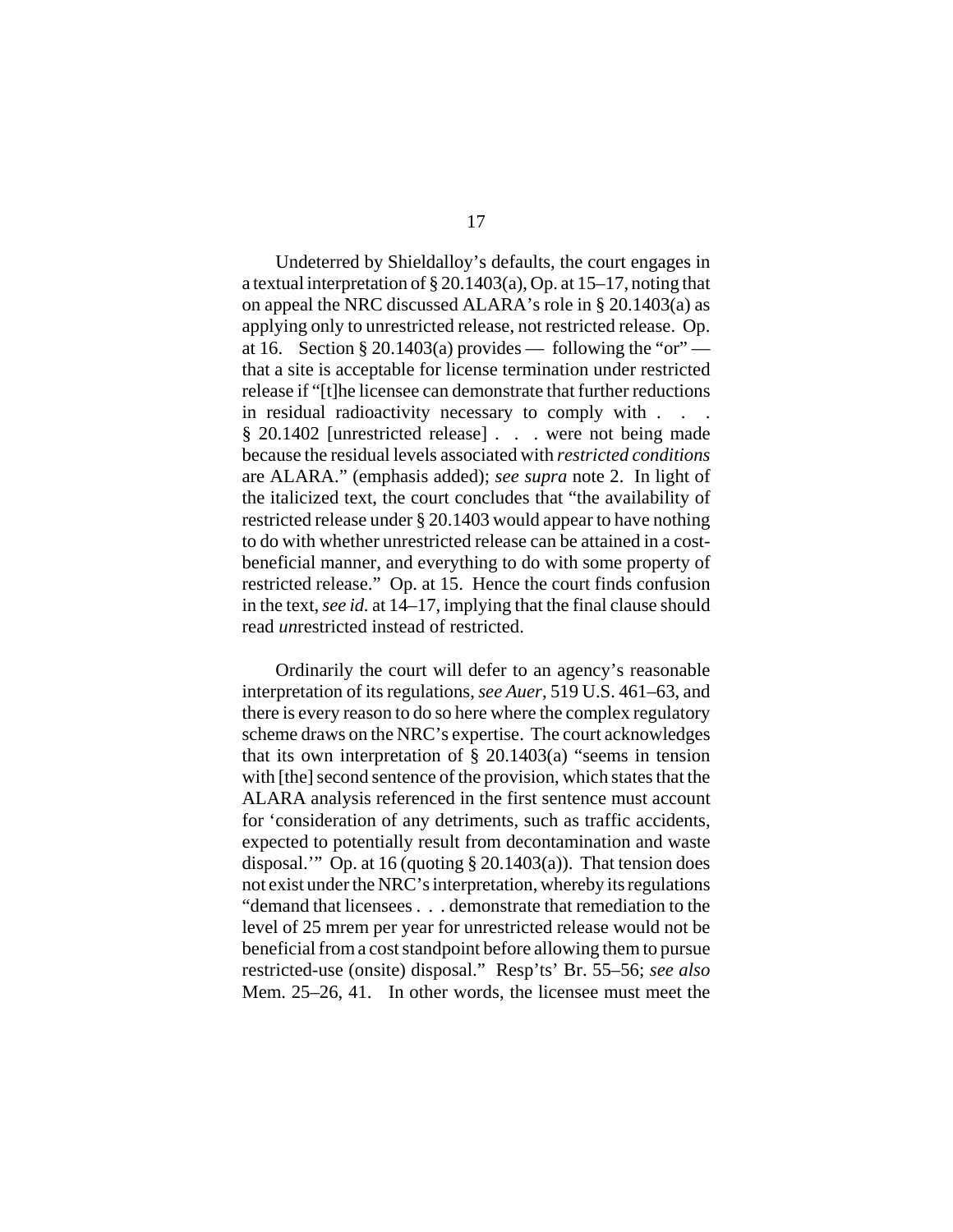Undeterred by Shieldalloy's defaults, the court engages in a textual interpretation of § 20.1403(a), Op. at 15–17, noting that on appeal the NRC discussed ALARA's role in § 20.1403(a) as applying only to unrestricted release, not restricted release. Op. at 16. Section § 20.1403(a) provides — following the "or" — that a site is acceptable for license termination under restricted release if "[t]he licensee can demonstrate that further reductions in residual radioactivity necessary to comply with . . . § 20.1402 [unrestricted release] . . . were not being made because the residual levels associated with *restricted conditions* are ALARA." (emphasis added); *see supra* note 2. In light of the italicized text, the court concludes that "the availability of restricted release under § 20.1403 would appear to have nothing to do with whether unrestricted release can be attained in a cost-beneficial manner, and everything to do with some property of restricted release." Op. at 15. Hence the court finds confusion in the text, *see id.* at 14–17, implying that the final clause should read *un*restricted instead of restricted.

Ordinarily the court will defer to an agency's reasonable interpretation of its regulations, *see Auer*, 519 U.S. 461–63, and there is every reason to do so here where the complex regulatory scheme draws on the NRC's expertise. The court acknowledges that its own interpretation of § 20.1403(a) "seems in tension with [the] second sentence of the provision, which states that the ALARA analysis referenced in the first sentence must account for 'consideration of any detriments, such as traffic accidents, expected to potentially result from decontamination and waste disposal.'" Op. at 16 (quoting § 20.1403(a)). That tension does not exist under the NRC's interpretation, whereby its regulations "demand that licensees . . . demonstrate that remediation to the level of 25 mrem per year for unrestricted release would not be beneficial from a cost standpoint before allowing them to pursue restricted-use (onsite) disposal." Resp'ts' Br. 55–56; *see also* Mem. 25–26, 41. In other words, the licensee must meet the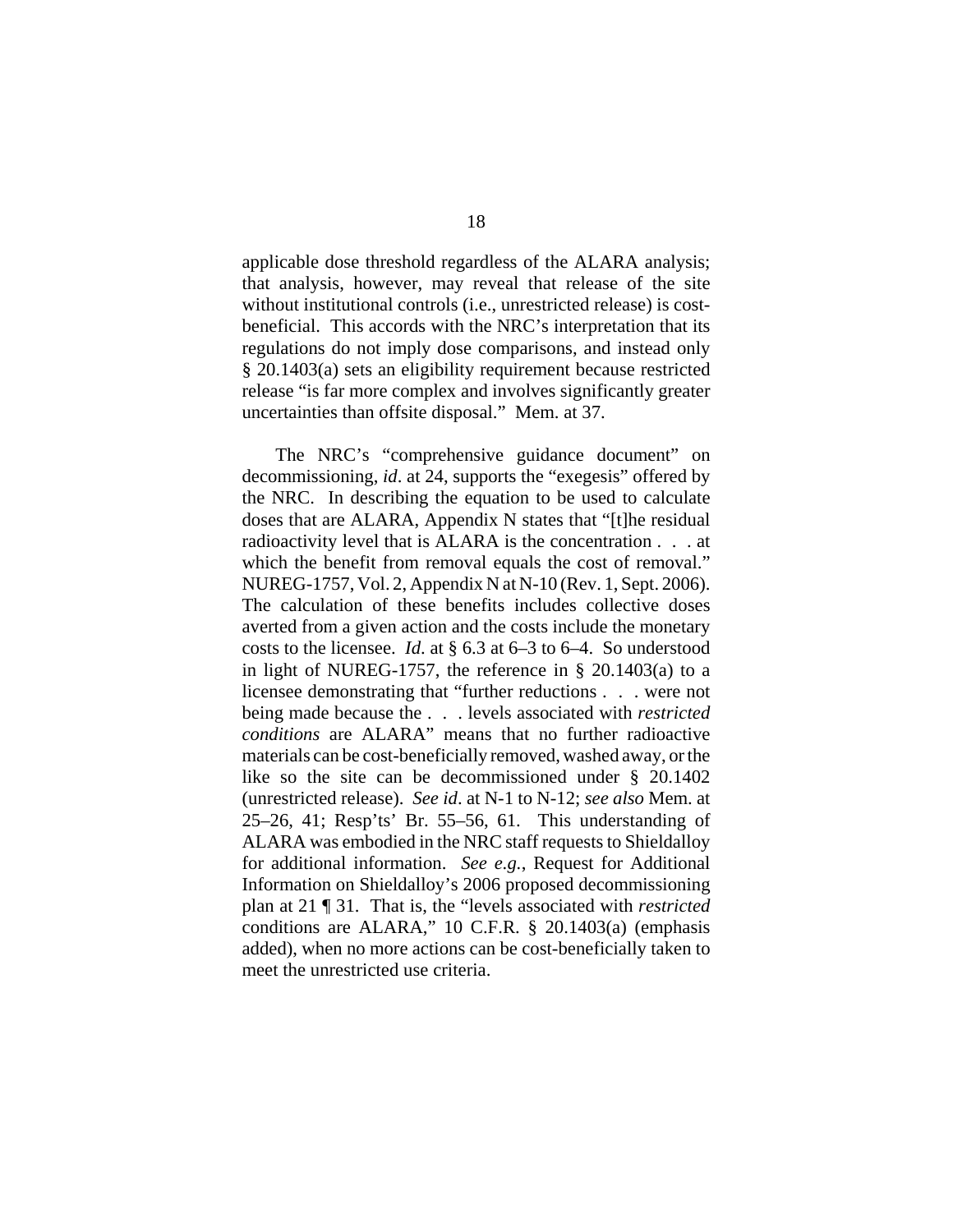applicable dose threshold regardless of the ALARA analysis; that analysis, however, may reveal that release of the site without institutional controls (i.e., unrestricted release) is cost-beneficial. This accords with the NRC's interpretation that its regulations do not imply dose comparisons, and instead only § 20.1403(a) sets an eligibility requirement because restricted release "is far more complex and involves significantly greater uncertainties than offsite disposal." Mem. at 37.

The NRC's "comprehensive guidance document" on decommissioning, *id*. at 24, supports the "exegesis" offered by the NRC. In describing the equation to be used to calculate doses that are ALARA, Appendix N states that "[t]he residual radioactivity level that is ALARA is the concentration . . . at which the benefit from removal equals the cost of removal." NUREG-1757, Vol. 2, Appendix N at N-10 (Rev. 1, Sept. 2006). The calculation of these benefits includes collective doses averted from a given action and the costs include the monetary costs to the licensee. *Id*. at § 6.3 at 6–3 to 6–4. So understood in light of NUREG-1757, the reference in § 20.1403(a) to a licensee demonstrating that "further reductions . . . were not being made because the . . . levels associated with *restricted conditions* are ALARA" means that no further radioactive materials can be cost-beneficially removed, washed away, or the like so the site can be decommissioned under § 20.1402 (unrestricted release). *See id*. at N-1 to N-12; *see also* Mem. at 25–26, 41; Resp'ts' Br. 55–56, 61. This understanding of ALARA was embodied in the NRC staff requests to Shieldalloy for additional information. *See e.g.*, Request for Additional Information on Shieldalloy's 2006 proposed decommissioning plan at 21 ¶ 31. That is, the "levels associated with *restricted* conditions are ALARA," 10 C.F.R. § 20.1403(a) (emphasis added), when no more actions can be cost-beneficially taken to meet the unrestricted use criteria.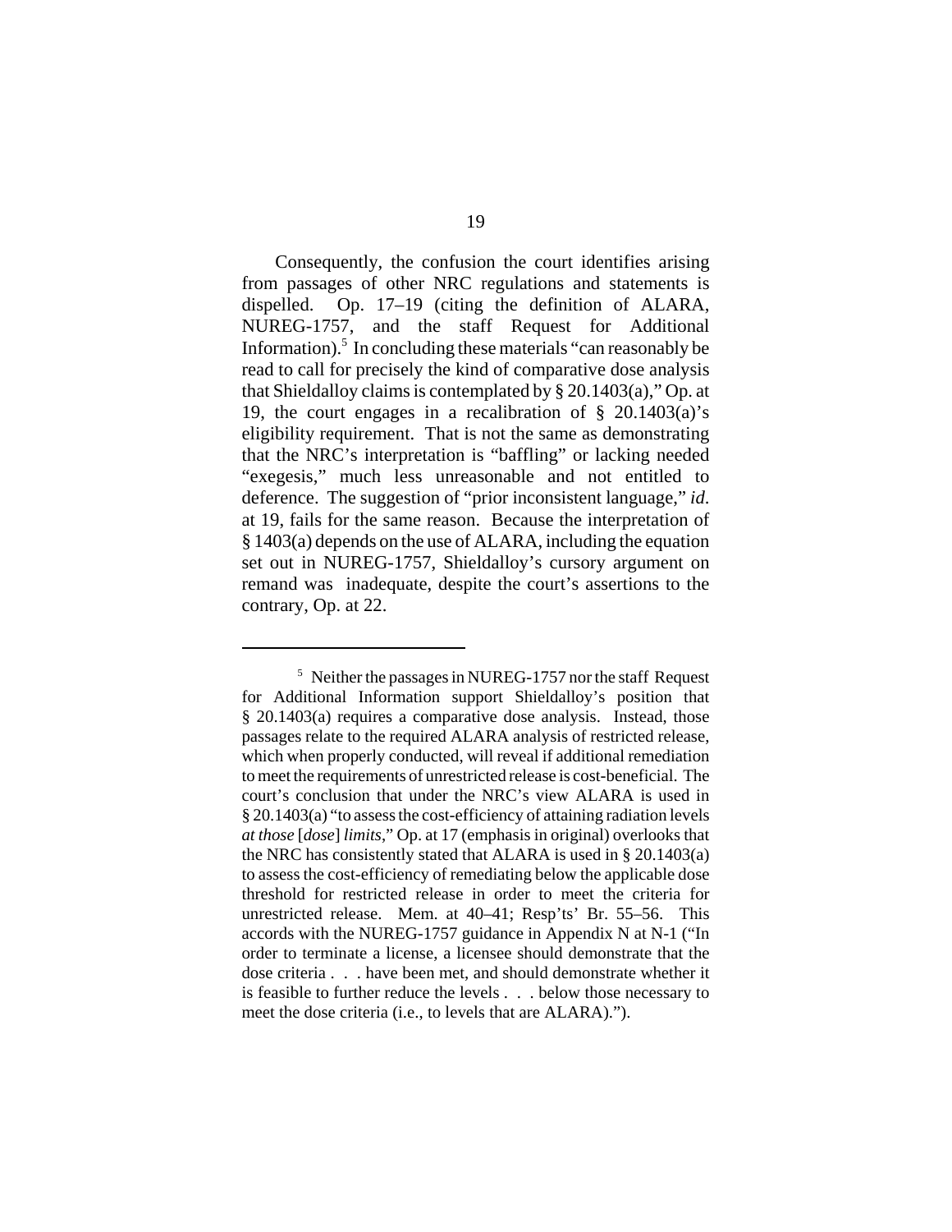Consequently, the confusion the court identifies arising from passages of other NRC regulations and statements is dispelled. Op. 17–19 (citing the definition of ALARA, NUREG-1757, and the staff Request for Additional Information).[5] In concluding these materials "can reasonably be read to call for precisely the kind of comparative dose analysis that Shieldalloy claims is contemplated by § 20.1403(a)," Op. at 19, the court engages in a recalibration of § 20.1403(a)'s eligibility requirement. That is not the same as demonstrating that the NRC's interpretation is "baffling" or lacking needed "exegesis," much less unreasonable and not entitled to deference. The suggestion of "prior inconsistent language," *id*. at 19, fails for the same reason. Because the interpretation of § 1403(a) depends on the use of ALARA, including the equation set out in NUREG-1757, Shieldalloy's cursory argument on remand was inadequate, despite the court's assertions to the contrary, Op. at 22.

[5] Neither the passages in NUREG-1757 nor the staff Request for Additional Information support Shieldalloy's position that § 20.1403(a) requires a comparative dose analysis. Instead, those passages relate to the required ALARA analysis of restricted release, which when properly conducted, will reveal if additional remediation to meet the requirements of unrestricted release is cost-beneficial. The court's conclusion that under the NRC's view ALARA is used in § 20.1403(a) "to assess the cost-efficiency of attaining radiation levels *at those* [*dose*] *limits*," Op. at 17 (emphasis in original) overlooks that the NRC has consistently stated that ALARA is used in § 20.1403(a) to assess the cost-efficiency of remediating below the applicable dose threshold for restricted release in order to meet the criteria for unrestricted release. Mem. at 40–41; Resp'ts' Br. 55–56. This accords with the NUREG-1757 guidance in Appendix N at N-1 ("In order to terminate a license, a licensee should demonstrate that the dose criteria . . . have been met, and should demonstrate whether it is feasible to further reduce the levels . . . below those necessary to meet the dose criteria (i.e., to levels that are ALARA).").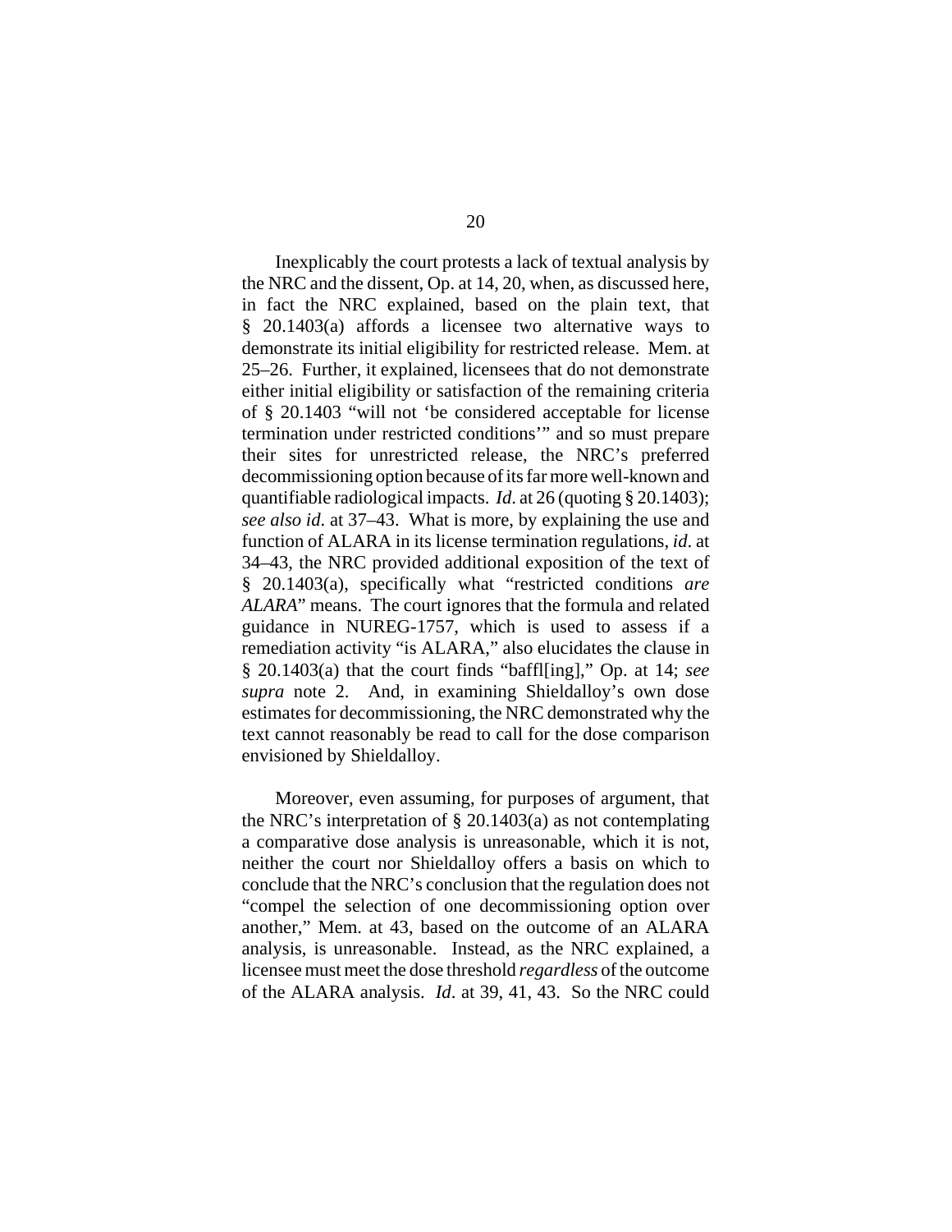Inexplicably the court protests a lack of textual analysis by the NRC and the dissent, Op. at 14, 20, when, as discussed here, in fact the NRC explained, based on the plain text, that § 20.1403(a) affords a licensee two alternative ways to demonstrate its initial eligibility for restricted release. Mem. at 25–26. Further, it explained, licensees that do not demonstrate either initial eligibility or satisfaction of the remaining criteria of § 20.1403 "will not 'be considered acceptable for license termination under restricted conditions'" and so must prepare their sites for unrestricted release, the NRC's preferred decommissioning option because of its far more well-known and quantifiable radiological impacts. *Id*. at 26 (quoting § 20.1403); *see also id*. at 37–43. What is more, by explaining the use and function of ALARA in its license termination regulations, *id*. at 34–43, the NRC provided additional exposition of the text of § 20.1403(a), specifically what "restricted conditions *are ALARA*" means. The court ignores that the formula and related guidance in NUREG-1757, which is used to assess if a remediation activity "is ALARA," also elucidates the clause in § 20.1403(a) that the court finds "baffl[ing]," Op. at 14; *see supra* note 2. And, in examining Shieldalloy's own dose estimates for decommissioning, the NRC demonstrated why the text cannot reasonably be read to call for the dose comparison envisioned by Shieldalloy.

Moreover, even assuming, for purposes of argument, that the NRC's interpretation of § 20.1403(a) as not contemplating a comparative dose analysis is unreasonable, which it is not, neither the court nor Shieldalloy offers a basis on which to conclude that the NRC's conclusion that the regulation does not "compel the selection of one decommissioning option over another," Mem. at 43, based on the outcome of an ALARA analysis, is unreasonable. Instead, as the NRC explained, a licensee must meet the dose threshold *regardless* of the outcome of the ALARA analysis. *Id*. at 39, 41, 43. So the NRC could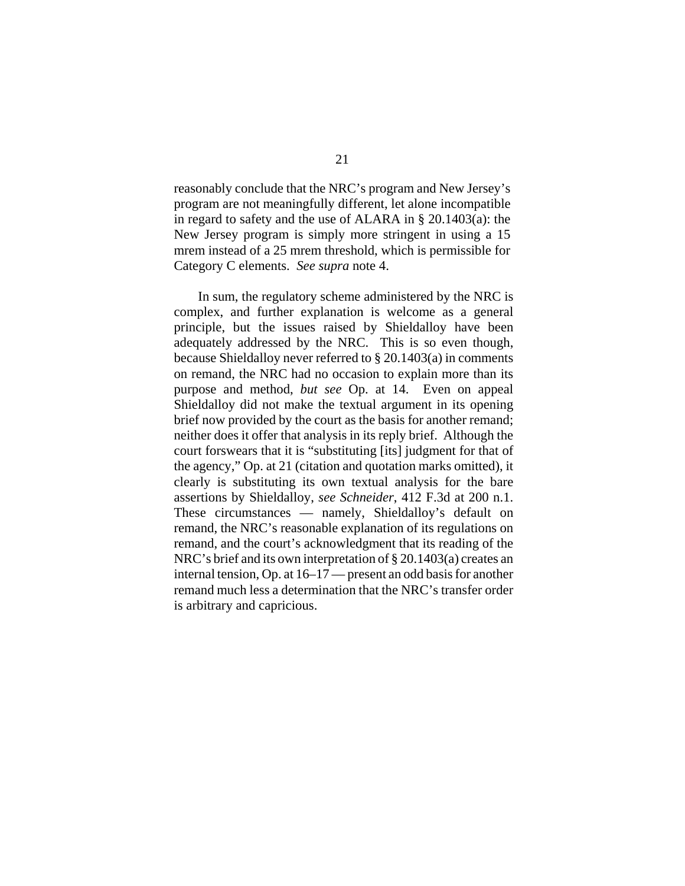reasonably conclude that the NRC's program and New Jersey's program are not meaningfully different, let alone incompatible in regard to safety and the use of ALARA in § 20.1403(a): the New Jersey program is simply more stringent in using a 15 mrem instead of a 25 mrem threshold, which is permissible for Category C elements. *See supra* note 4.

In sum, the regulatory scheme administered by the NRC is complex, and further explanation is welcome as a general principle, but the issues raised by Shieldalloy have been adequately addressed by the NRC. This is so even though, because Shieldalloy never referred to § 20.1403(a) in comments on remand, the NRC had no occasion to explain more than its purpose and method, *but see* Op. at 14. Even on appeal Shieldalloy did not make the textual argument in its opening brief now provided by the court as the basis for another remand; neither does it offer that analysis in its reply brief. Although the court forswears that it is "substituting [its] judgment for that of the agency," Op. at 21 (citation and quotation marks omitted), it clearly is substituting its own textual analysis for the bare assertions by Shieldalloy, *see Schneider*, 412 F.3d at 200 n.1. These circumstances — namely, Shieldalloy's default on remand, the NRC's reasonable explanation of its regulations on remand, and the court's acknowledgment that its reading of the NRC's brief and its own interpretation of § 20.1403(a) creates an internal tension, Op. at 16–17 — present an odd basis for another remand much less a determination that the NRC's transfer order is arbitrary and capricious.